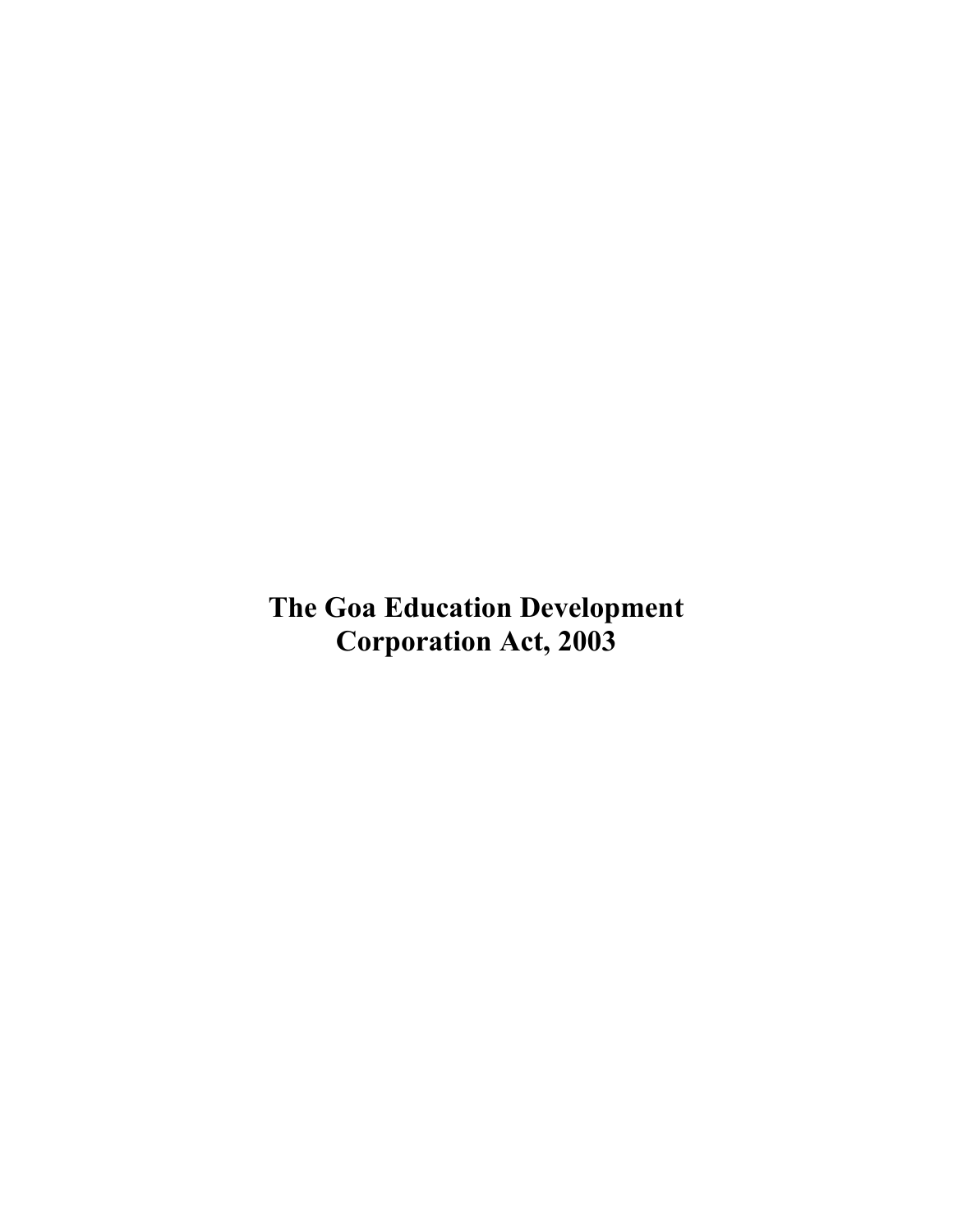# The Goa Education Development Corporation Act, 2003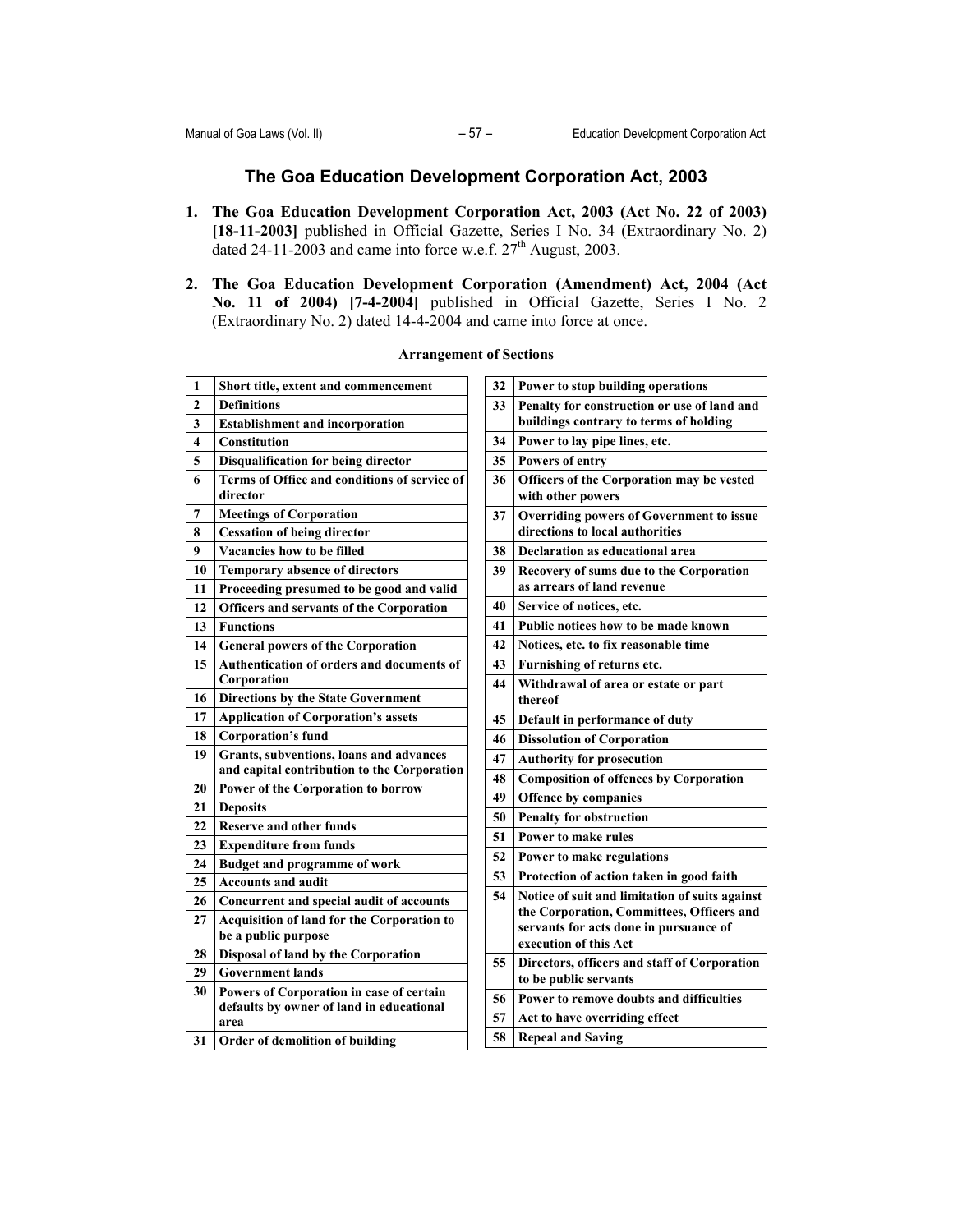# The Goa Education Development Corporation Act, 2003

1. **The Goa Education Development Corporation Act, 2003 (Act No. 22 of 2003) [18-11-2003]** published in Official Gazette, Series I No. 34 (Extraordinary No. 2) dated 24-11-2003 and came into force w.e.f. 27th August, 2003.

2. **The Goa Education Development Corporation (Amendment) Act, 2004 (Act No. 11 of 2004) [7-4-2004]** published in Official Gazette, Series I No. 2 (Extraordinary No. 2) dated 14-4-2004 and came into force at once.

**Arrangement of Sections**

| | |
|---|---|
| 1 | Short title, extent and commencement |
| 2 | Definitions |
| 3 | Establishment and incorporation |
| 4 | Constitution |
| 5 | Disqualification for being director |
| 6 | Terms of Office and conditions of service of director |
| 7 | Meetings of Corporation |
| 8 | Cessation of being director |
| 9 | Vacancies how to be filled |
| 10 | Temporary absence of directors |
| 11 | Proceeding presumed to be good and valid |
| 12 | Officers and servants of the Corporation |
| 13 | Functions |
| 14 | General powers of the Corporation |
| 15 | Authentication of orders and documents of Corporation |
| 16 | Directions by the State Government |
| 17 | Application of Corporation's assets |
| 18 | Corporation's fund |
| 19 | Grants, subventions, loans and advances and capital contribution to the Corporation |
| 20 | Power of the Corporation to borrow |
| 21 | Deposits |
| 22 | Reserve and other funds |
| 23 | Expenditure from funds |
| 24 | Budget and programme of work |
| 25 | Accounts and audit |
| 26 | Concurrent and special audit of accounts |
| 27 | Acquisition of land for the Corporation to be a public purpose |
| 28 | Disposal of land by the Corporation |
| 29 | Government lands |
| 30 | Powers of Corporation in case of certain defaults by owner of land in educational area |
| 31 | Order of demolition of building |
| 32 | Power to stop building operations |
| 33 | Penalty for construction or use of land and buildings contrary to terms of holding |
| 34 | Power to lay pipe lines, etc. |
| 35 | Powers of entry |
| 36 | Officers of the Corporation may be vested with other powers |
| 37 | Overriding powers of Government to issue directions to local authorities |
| 38 | Declaration as educational area |
| 39 | Recovery of sums due to the Corporation as arrears of land revenue |
| 40 | Service of notices, etc. |
| 41 | Public notices how to be made known |
| 42 | Notices, etc. to fix reasonable time |
| 43 | Furnishing of returns etc. |
| 44 | Withdrawal of area or estate or part thereof |
| 45 | Default in performance of duty |
| 46 | Dissolution of Corporation |
| 47 | Authority for prosecution |
| 48 | Composition of offences by Corporation |
| 49 | Offence by companies |
| 50 | Penalty for obstruction |
| 51 | Power to make rules |
| 52 | Power to make regulations |
| 53 | Protection of action taken in good faith |
| 54 | Notice of suit and limitation of suits against the Corporation, Committees, Officers and servants for acts done in pursuance of execution of this Act |
| 55 | Directors, officers and staff of Corporation to be public servants |
| 56 | Power to remove doubts and difficulties |
| 57 | Act to have overriding effect |
| 58 | Repeal and Saving |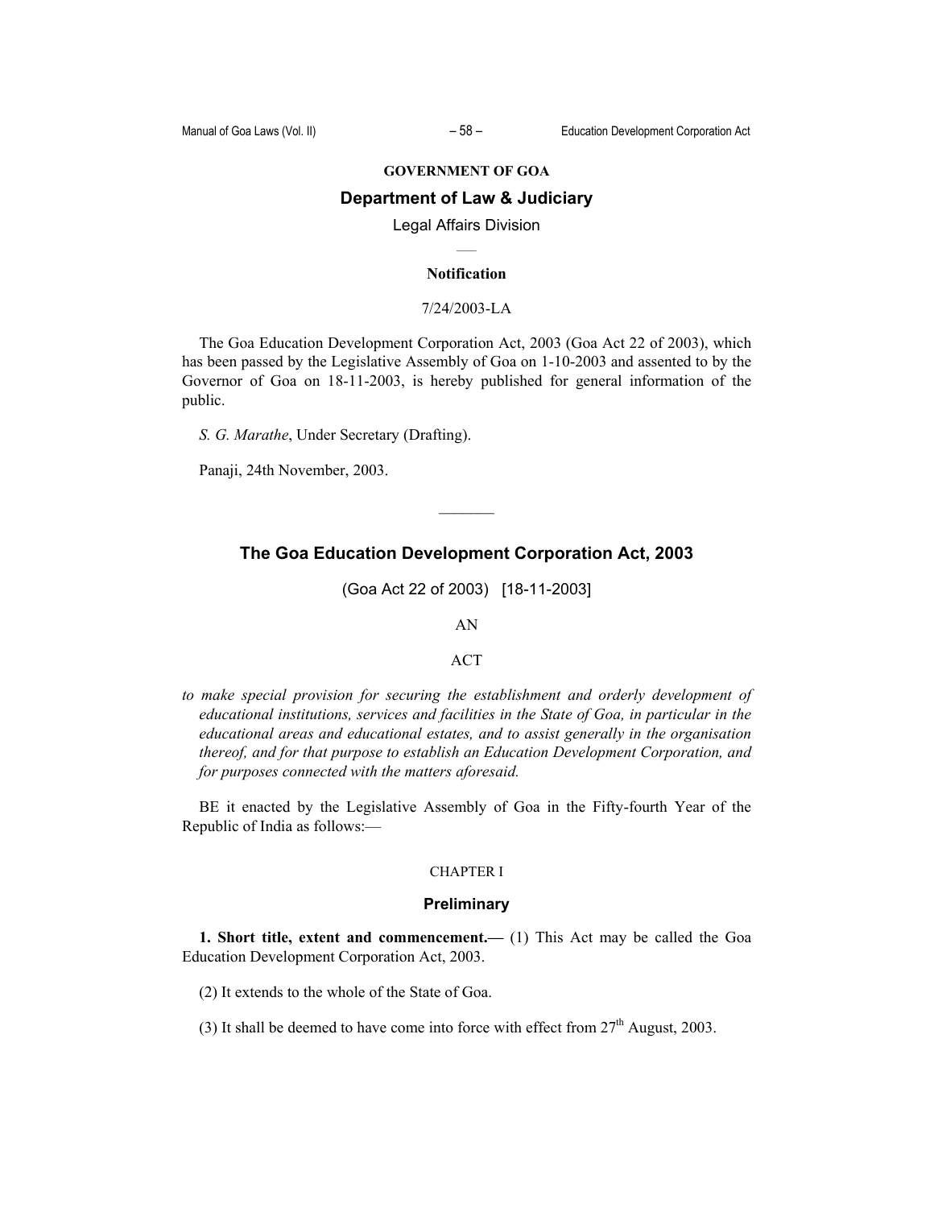**GOVERNMENT OF GOA**

## Department of Law & Judiciary

Legal Affairs Division

**Notification**

7/24/2003-LA

The Goa Education Development Corporation Act, 2003 (Goa Act 22 of 2003), which has been passed by the Legislative Assembly of Goa on 1-10-2003 and assented to by the Governor of Goa on 18-11-2003, is hereby published for general information of the public.

*S. G. Marathe*, Under Secretary (Drafting).

Panaji, 24th November, 2003.

---

# The Goa Education Development Corporation Act, 2003

(Goa Act 22 of 2003) [18-11-2003]

AN

ACT

*to make special provision for securing the establishment and orderly development of educational institutions, services and facilities in the State of Goa, in particular in the educational areas and educational estates, and to assist generally in the organisation thereof, and for that purpose to establish an Education Development Corporation, and for purposes connected with the matters aforesaid.*

BE it enacted by the Legislative Assembly of Goa in the Fifty-fourth Year of the Republic of India as follows:—

CHAPTER I

## Preliminary

**1. Short title, extent and commencement.—** (1) This Act may be called the Goa Education Development Corporation Act, 2003.

(2) It extends to the whole of the State of Goa.

(3) It shall be deemed to have come into force with effect from 27th August, 2003.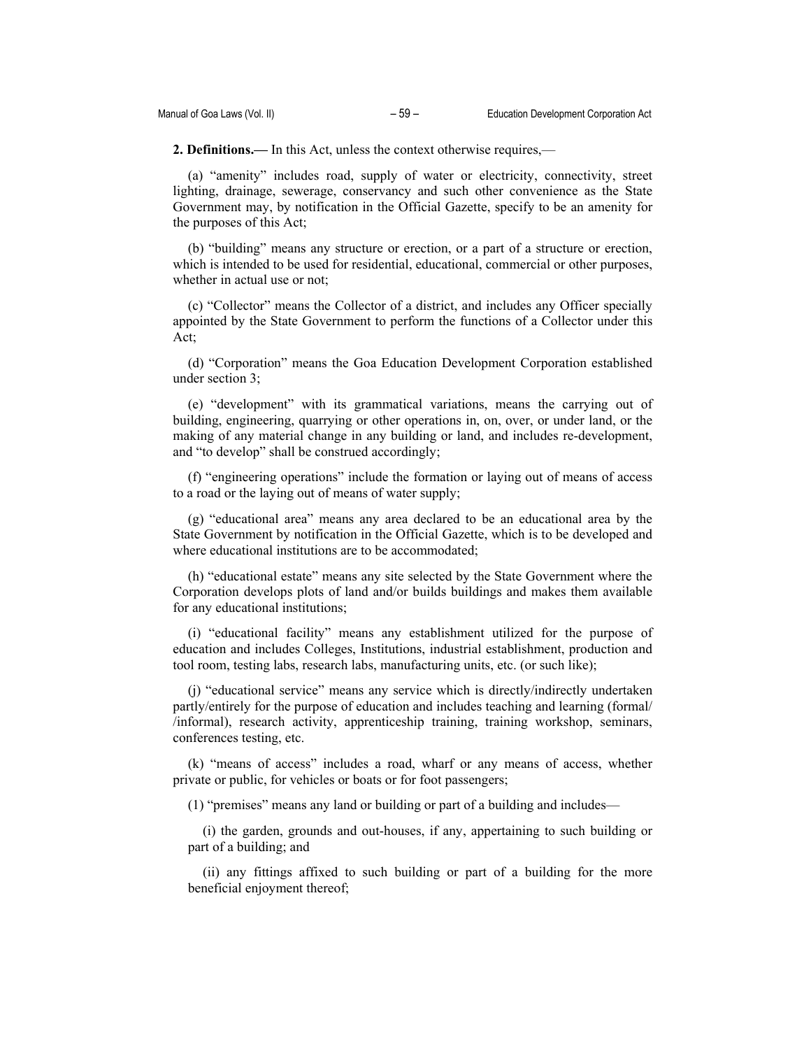**2. Definitions.—** In this Act, unless the context otherwise requires,—

(a) "amenity" includes road, supply of water or electricity, connectivity, street lighting, drainage, sewerage, conservancy and such other convenience as the State Government may, by notification in the Official Gazette, specify to be an amenity for the purposes of this Act;

(b) "building" means any structure or erection, or a part of a structure or erection, which is intended to be used for residential, educational, commercial or other purposes, whether in actual use or not;

(c) "Collector" means the Collector of a district, and includes any Officer specially appointed by the State Government to perform the functions of a Collector under this Act;

(d) "Corporation" means the Goa Education Development Corporation established under section 3;

(e) "development" with its grammatical variations, means the carrying out of building, engineering, quarrying or other operations in, on, over, or under land, or the making of any material change in any building or land, and includes re-development, and "to develop" shall be construed accordingly;

(f) "engineering operations" include the formation or laying out of means of access to a road or the laying out of means of water supply;

(g) "educational area" means any area declared to be an educational area by the State Government by notification in the Official Gazette, which is to be developed and where educational institutions are to be accommodated;

(h) "educational estate" means any site selected by the State Government where the Corporation develops plots of land and/or builds buildings and makes them available for any educational institutions;

(i) "educational facility" means any establishment utilized for the purpose of education and includes Colleges, Institutions, industrial establishment, production and tool room, testing labs, research labs, manufacturing units, etc. (or such like);

(j) "educational service" means any service which is directly/indirectly undertaken partly/entirely for the purpose of education and includes teaching and learning (formal/ /informal), research activity, apprenticeship training, training workshop, seminars, conferences testing, etc.

(k) "means of access" includes a road, wharf or any means of access, whether private or public, for vehicles or boats or for foot passengers;

(l) "premises" means any land or building or part of a building and includes—

(i) the garden, grounds and out-houses, if any, appertaining to such building or part of a building; and

(ii) any fittings affixed to such building or part of a building for the more beneficial enjoyment thereof;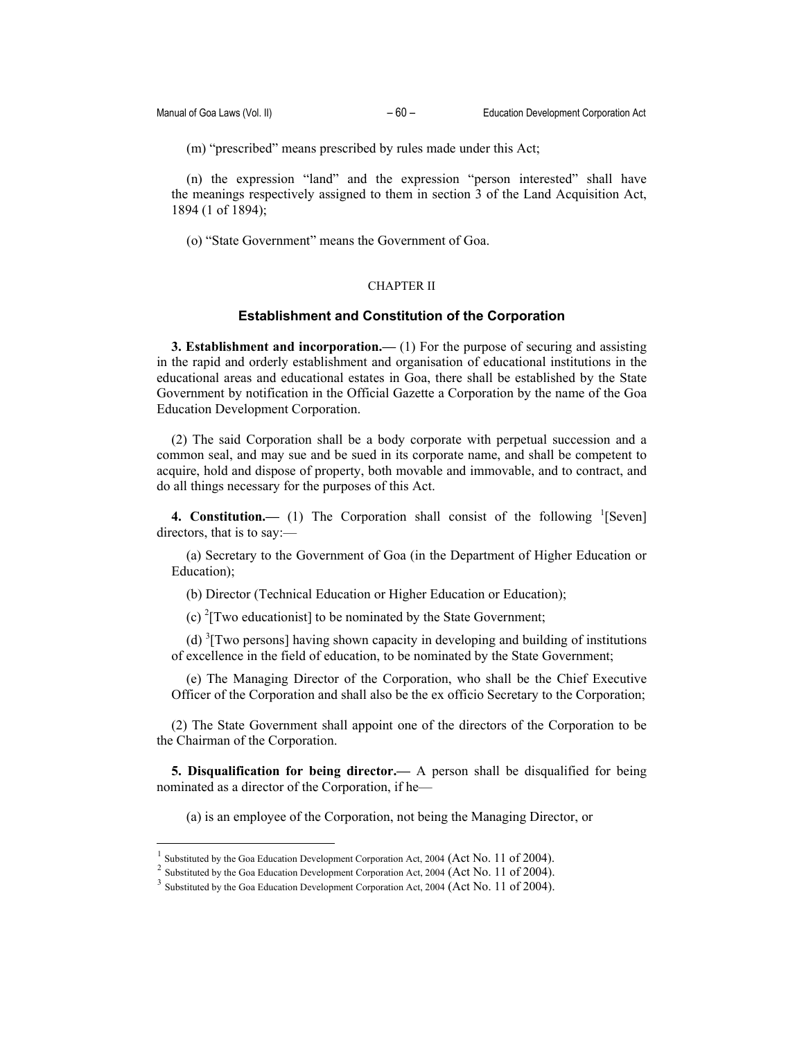(m) "prescribed" means prescribed by rules made under this Act;

(n) the expression "land" and the expression "person interested" shall have the meanings respectively assigned to them in section 3 of the Land Acquisition Act, 1894 (1 of 1894);

(o) "State Government" means the Government of Goa.

CHAPTER II

## Establishment and Constitution of the Corporation

**3. Establishment and incorporation.—** (1) For the purpose of securing and assisting in the rapid and orderly establishment and organisation of educational institutions in the educational areas and educational estates in Goa, there shall be established by the State Government by notification in the Official Gazette a Corporation by the name of the Goa Education Development Corporation.

(2) The said Corporation shall be a body corporate with perpetual succession and a common seal, and may sue and be sued in its corporate name, and shall be competent to acquire, hold and dispose of property, both movable and immovable, and to contract, and do all things necessary for the purposes of this Act.

**4. Constitution.—** (1) The Corporation shall consist of the following [1][Seven] directors, that is to say:—

(a) Secretary to the Government of Goa (in the Department of Higher Education or Education);

(b) Director (Technical Education or Higher Education or Education);

(c) [2][Two educationist] to be nominated by the State Government;

(d) [3][Two persons] having shown capacity in developing and building of institutions of excellence in the field of education, to be nominated by the State Government;

(e) The Managing Director of the Corporation, who shall be the Chief Executive Officer of the Corporation and shall also be the ex officio Secretary to the Corporation;

(2) The State Government shall appoint one of the directors of the Corporation to be the Chairman of the Corporation.

**5. Disqualification for being director.—** A person shall be disqualified for being nominated as a director of the Corporation, if he—

(a) is an employee of the Corporation, not being the Managing Director, or

---

[1] Substituted by the Goa Education Development Corporation Act, 2004 (Act No. 11 of 2004).

[2] Substituted by the Goa Education Development Corporation Act, 2004 (Act No. 11 of 2004).

[3] Substituted by the Goa Education Development Corporation Act, 2004 (Act No. 11 of 2004).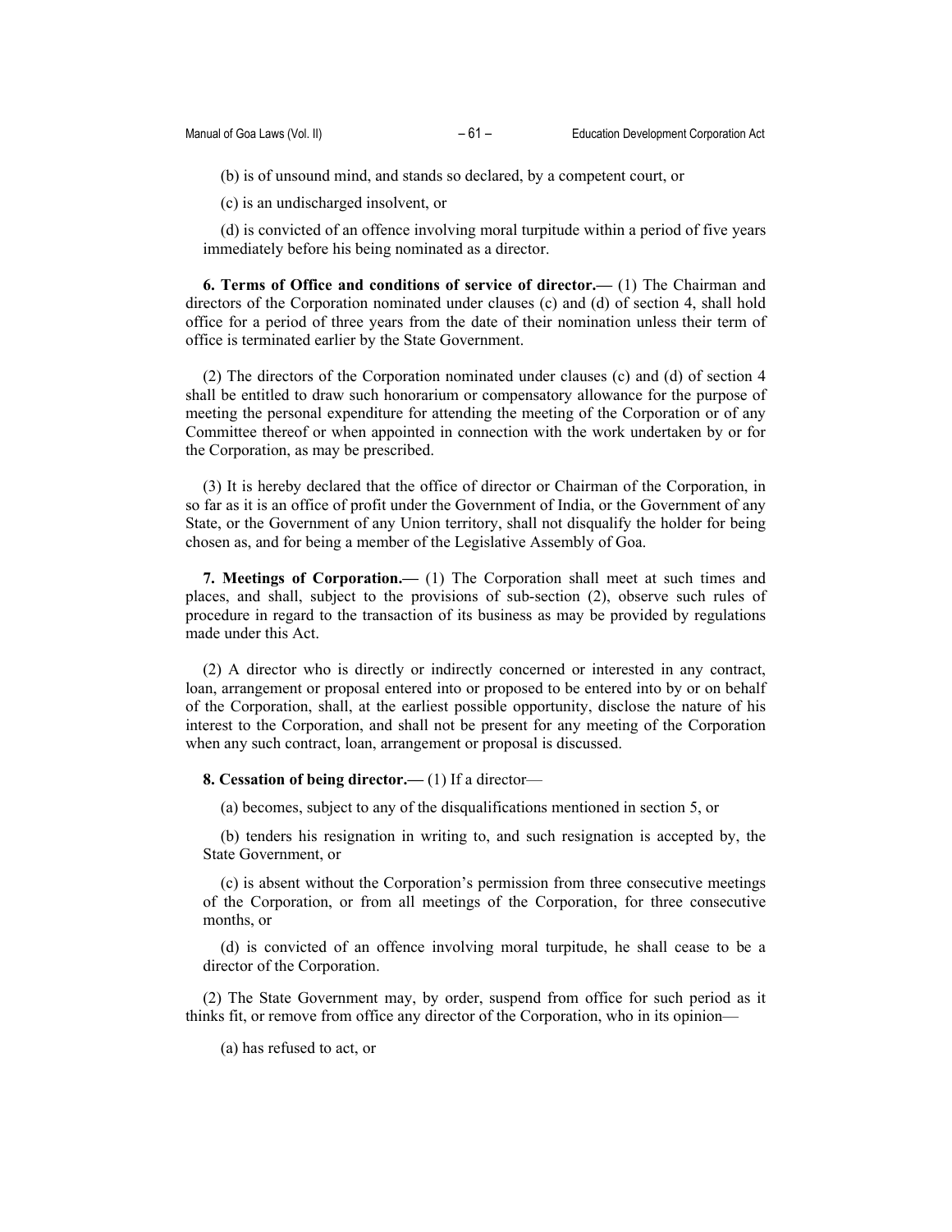(b) is of unsound mind, and stands so declared, by a competent court, or

(c) is an undischarged insolvent, or

(d) is convicted of an offence involving moral turpitude within a period of five years immediately before his being nominated as a director.

**6. Terms of Office and conditions of service of director.—** (1) The Chairman and directors of the Corporation nominated under clauses (c) and (d) of section 4, shall hold office for a period of three years from the date of their nomination unless their term of office is terminated earlier by the State Government.

(2) The directors of the Corporation nominated under clauses (c) and (d) of section 4 shall be entitled to draw such honorarium or compensatory allowance for the purpose of meeting the personal expenditure for attending the meeting of the Corporation or of any Committee thereof or when appointed in connection with the work undertaken by or for the Corporation, as may be prescribed.

(3) It is hereby declared that the office of director or Chairman of the Corporation, in so far as it is an office of profit under the Government of India, or the Government of any State, or the Government of any Union territory, shall not disqualify the holder for being chosen as, and for being a member of the Legislative Assembly of Goa.

**7. Meetings of Corporation.—** (1) The Corporation shall meet at such times and places, and shall, subject to the provisions of sub-section (2), observe such rules of procedure in regard to the transaction of its business as may be provided by regulations made under this Act.

(2) A director who is directly or indirectly concerned or interested in any contract, loan, arrangement or proposal entered into or proposed to be entered into by or on behalf of the Corporation, shall, at the earliest possible opportunity, disclose the nature of his interest to the Corporation, and shall not be present for any meeting of the Corporation when any such contract, loan, arrangement or proposal is discussed.

**8. Cessation of being director.—** (1) If a director—

(a) becomes, subject to any of the disqualifications mentioned in section 5, or

(b) tenders his resignation in writing to, and such resignation is accepted by, the State Government, or

(c) is absent without the Corporation's permission from three consecutive meetings of the Corporation, or from all meetings of the Corporation, for three consecutive months, or

(d) is convicted of an offence involving moral turpitude, he shall cease to be a director of the Corporation.

(2) The State Government may, by order, suspend from office for such period as it thinks fit, or remove from office any director of the Corporation, who in its opinion—

(a) has refused to act, or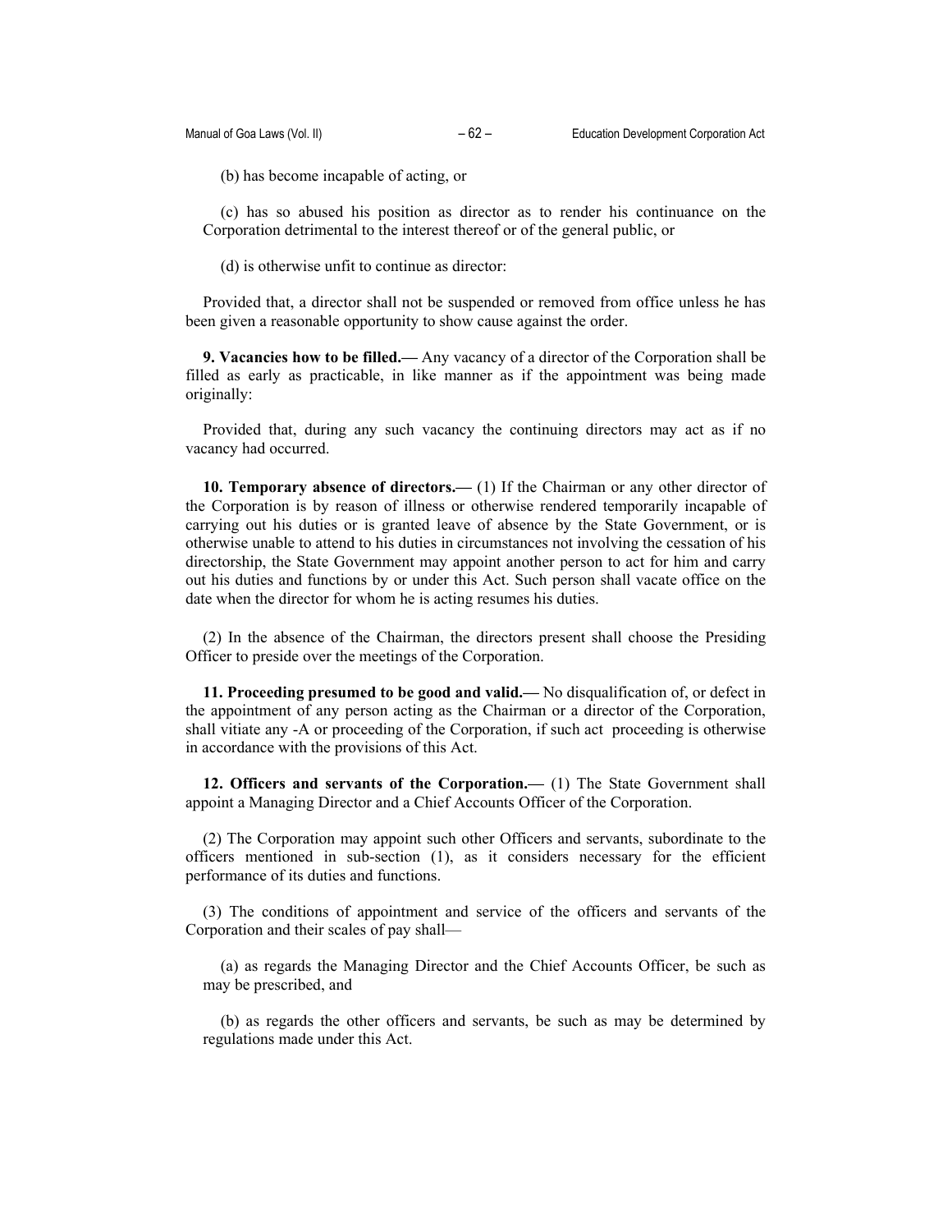(b) has become incapable of acting, or

(c) has so abused his position as director as to render his continuance on the Corporation detrimental to the interest thereof or of the general public, or

(d) is otherwise unfit to continue as director:

Provided that, a director shall not be suspended or removed from office unless he has been given a reasonable opportunity to show cause against the order.

**9. Vacancies how to be filled.—** Any vacancy of a director of the Corporation shall be filled as early as practicable, in like manner as if the appointment was being made originally:

Provided that, during any such vacancy the continuing directors may act as if no vacancy had occurred.

**10. Temporary absence of directors.—** (1) If the Chairman or any other director of the Corporation is by reason of illness or otherwise rendered temporarily incapable of carrying out his duties or is granted leave of absence by the State Government, or is otherwise unable to attend to his duties in circumstances not involving the cessation of his directorship, the State Government may appoint another person to act for him and carry out his duties and functions by or under this Act. Such person shall vacate office on the date when the director for whom he is acting resumes his duties.

(2) In the absence of the Chairman, the directors present shall choose the Presiding Officer to preside over the meetings of the Corporation.

**11. Proceeding presumed to be good and valid.—** No disqualification of, or defect in the appointment of any person acting as the Chairman or a director of the Corporation, shall vitiate any -A or proceeding of the Corporation, if such act proceeding is otherwise in accordance with the provisions of this Act.

**12. Officers and servants of the Corporation.—** (1) The State Government shall appoint a Managing Director and a Chief Accounts Officer of the Corporation.

(2) The Corporation may appoint such other Officers and servants, subordinate to the officers mentioned in sub-section (1), as it considers necessary for the efficient performance of its duties and functions.

(3) The conditions of appointment and service of the officers and servants of the Corporation and their scales of pay shall—

(a) as regards the Managing Director and the Chief Accounts Officer, be such as may be prescribed, and

(b) as regards the other officers and servants, be such as may be determined by regulations made under this Act.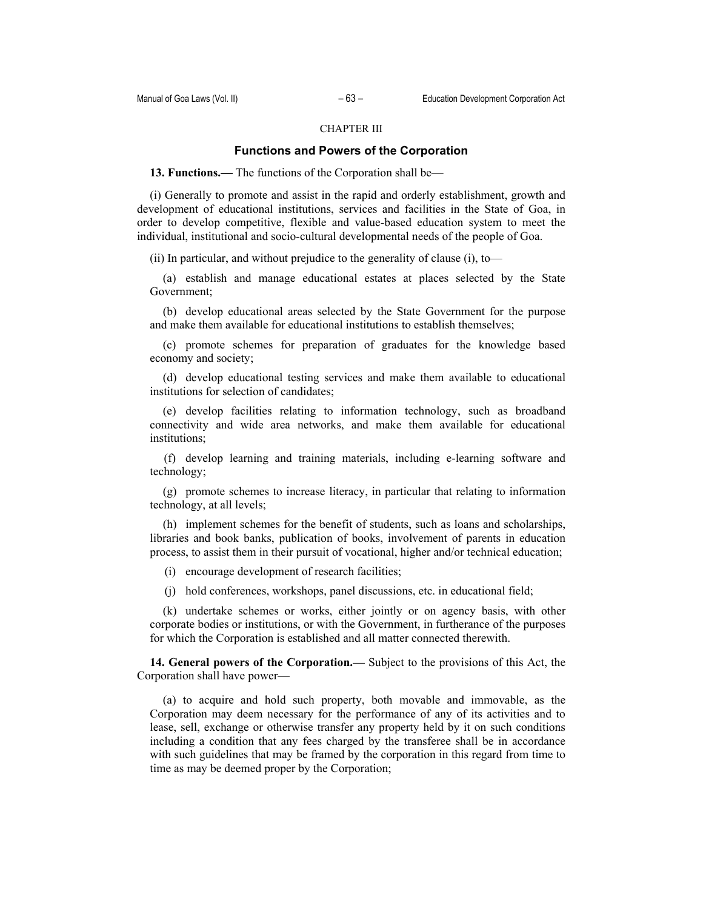CHAPTER III

## Functions and Powers of the Corporation

**13. Functions.—** The functions of the Corporation shall be—

(i) Generally to promote and assist in the rapid and orderly establishment, growth and development of educational institutions, services and facilities in the State of Goa, in order to develop competitive, flexible and value-based education system to meet the individual, institutional and socio-cultural developmental needs of the people of Goa.

(ii) In particular, and without prejudice to the generality of clause (i), to—

(a) establish and manage educational estates at places selected by the State Government;

(b) develop educational areas selected by the State Government for the purpose and make them available for educational institutions to establish themselves;

(c) promote schemes for preparation of graduates for the knowledge based economy and society;

(d) develop educational testing services and make them available to educational institutions for selection of candidates;

(e) develop facilities relating to information technology, such as broadband connectivity and wide area networks, and make them available for educational institutions;

(f) develop learning and training materials, including e-learning software and technology;

(g) promote schemes to increase literacy, in particular that relating to information technology, at all levels;

(h) implement schemes for the benefit of students, such as loans and scholarships, libraries and book banks, publication of books, involvement of parents in education process, to assist them in their pursuit of vocational, higher and/or technical education;

(i) encourage development of research facilities;

(j) hold conferences, workshops, panel discussions, etc. in educational field;

(k) undertake schemes or works, either jointly or on agency basis, with other corporate bodies or institutions, or with the Government, in furtherance of the purposes for which the Corporation is established and all matter connected therewith.

**14. General powers of the Corporation.—** Subject to the provisions of this Act, the Corporation shall have power—

(a) to acquire and hold such property, both movable and immovable, as the Corporation may deem necessary for the performance of any of its activities and to lease, sell, exchange or otherwise transfer any property held by it on such conditions including a condition that any fees charged by the transferee shall be in accordance with such guidelines that may be framed by the corporation in this regard from time to time as may be deemed proper by the Corporation;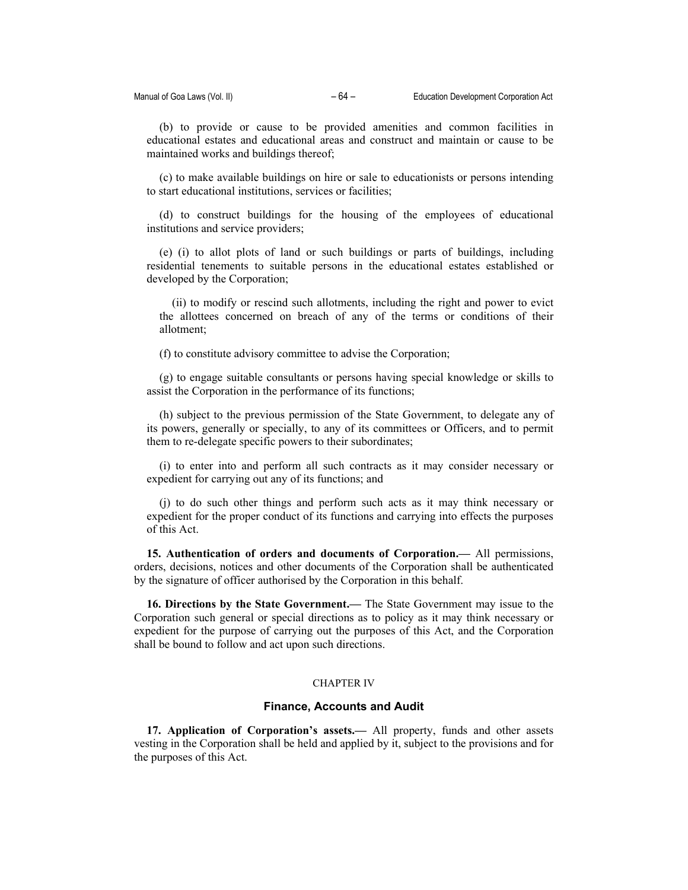(b) to provide or cause to be provided amenities and common facilities in educational estates and educational areas and construct and maintain or cause to be maintained works and buildings thereof;

(c) to make available buildings on hire or sale to educationists or persons intending to start educational institutions, services or facilities;

(d) to construct buildings for the housing of the employees of educational institutions and service providers;

(e) (i) to allot plots of land or such buildings or parts of buildings, including residential tenements to suitable persons in the educational estates established or developed by the Corporation;

(ii) to modify or rescind such allotments, including the right and power to evict the allottees concerned on breach of any of the terms or conditions of their allotment;

(f) to constitute advisory committee to advise the Corporation;

(g) to engage suitable consultants or persons having special knowledge or skills to assist the Corporation in the performance of its functions;

(h) subject to the previous permission of the State Government, to delegate any of its powers, generally or specially, to any of its committees or Officers, and to permit them to re-delegate specific powers to their subordinates;

(i) to enter into and perform all such contracts as it may consider necessary or expedient for carrying out any of its functions; and

(j) to do such other things and perform such acts as it may think necessary or expedient for the proper conduct of its functions and carrying into effects the purposes of this Act.

**15. Authentication of orders and documents of Corporation.—** All permissions, orders, decisions, notices and other documents of the Corporation shall be authenticated by the signature of officer authorised by the Corporation in this behalf.

**16. Directions by the State Government.—** The State Government may issue to the Corporation such general or special directions as to policy as it may think necessary or expedient for the purpose of carrying out the purposes of this Act, and the Corporation shall be bound to follow and act upon such directions.

## CHAPTER IV

## Finance, Accounts and Audit

**17. Application of Corporation's assets.—** All property, funds and other assets vesting in the Corporation shall be held and applied by it, subject to the provisions and for the purposes of this Act.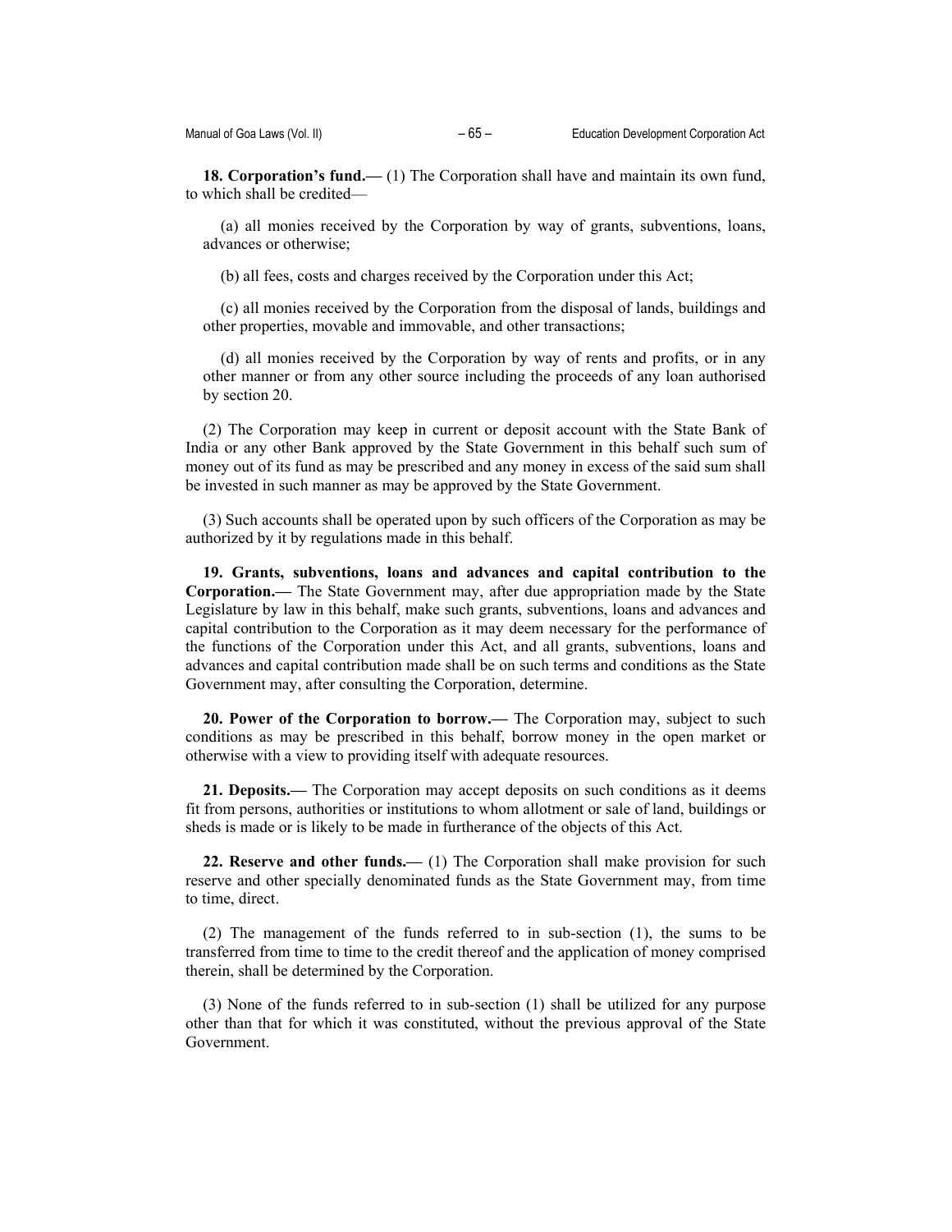**18. Corporation's fund.—** (1) The Corporation shall have and maintain its own fund, to which shall be credited—

(a) all monies received by the Corporation by way of grants, subventions, loans, advances or otherwise;

(b) all fees, costs and charges received by the Corporation under this Act;

(c) all monies received by the Corporation from the disposal of lands, buildings and other properties, movable and immovable, and other transactions;

(d) all monies received by the Corporation by way of rents and profits, or in any other manner or from any other source including the proceeds of any loan authorised by section 20.

(2) The Corporation may keep in current or deposit account with the State Bank of India or any other Bank approved by the State Government in this behalf such sum of money out of its fund as may be prescribed and any money in excess of the said sum shall be invested in such manner as may be approved by the State Government.

(3) Such accounts shall be operated upon by such officers of the Corporation as may be authorized by it by regulations made in this behalf.

**19. Grants, subventions, loans and advances and capital contribution to the Corporation.—** The State Government may, after due appropriation made by the State Legislature by law in this behalf, make such grants, subventions, loans and advances and capital contribution to the Corporation as it may deem necessary for the performance of the functions of the Corporation under this Act, and all grants, subventions, loans and advances and capital contribution made shall be on such terms and conditions as the State Government may, after consulting the Corporation, determine.

**20. Power of the Corporation to borrow.—** The Corporation may, subject to such conditions as may be prescribed in this behalf, borrow money in the open market or otherwise with a view to providing itself with adequate resources.

**21. Deposits.—** The Corporation may accept deposits on such conditions as it deems fit from persons, authorities or institutions to whom allotment or sale of land, buildings or sheds is made or is likely to be made in furtherance of the objects of this Act.

**22. Reserve and other funds.—** (1) The Corporation shall make provision for such reserve and other specially denominated funds as the State Government may, from time to time, direct.

(2) The management of the funds referred to in sub-section (1), the sums to be transferred from time to time to the credit thereof and the application of money comprised therein, shall be determined by the Corporation.

(3) None of the funds referred to in sub-section (1) shall be utilized for any purpose other than that for which it was constituted, without the previous approval of the State Government.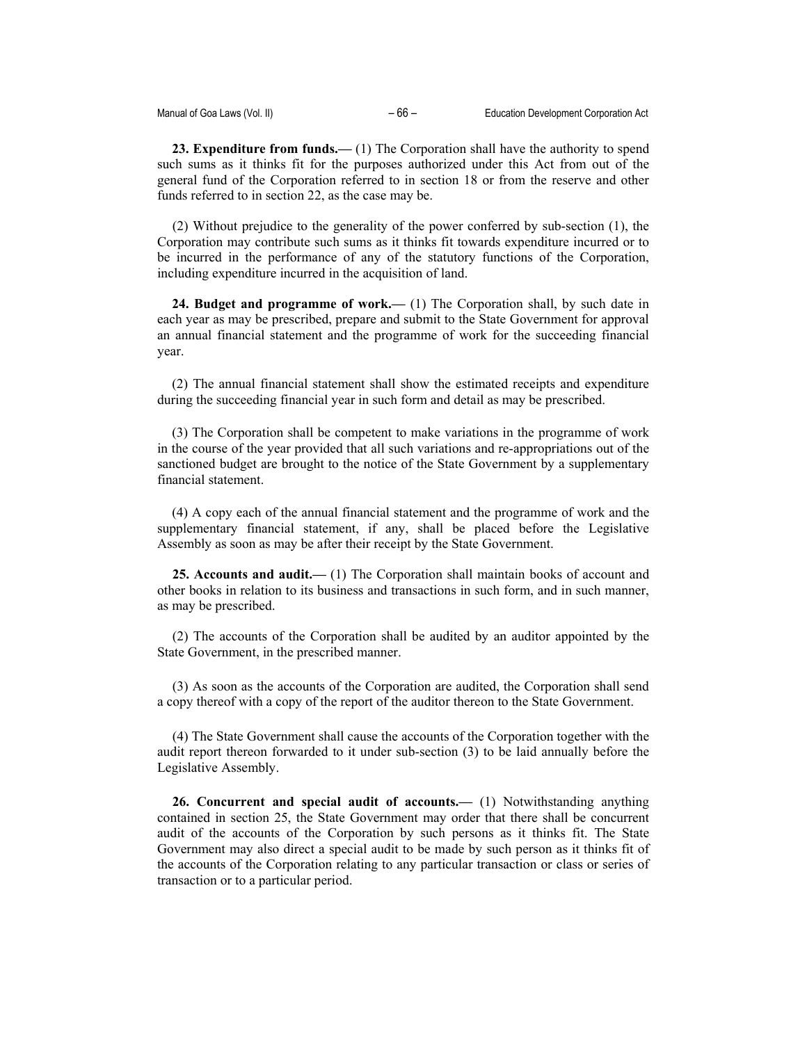**23. Expenditure from funds.—** (1) The Corporation shall have the authority to spend such sums as it thinks fit for the purposes authorized under this Act from out of the general fund of the Corporation referred to in section 18 or from the reserve and other funds referred to in section 22, as the case may be.

(2) Without prejudice to the generality of the power conferred by sub-section (1), the Corporation may contribute such sums as it thinks fit towards expenditure incurred or to be incurred in the performance of any of the statutory functions of the Corporation, including expenditure incurred in the acquisition of land.

**24. Budget and programme of work.—** (1) The Corporation shall, by such date in each year as may be prescribed, prepare and submit to the State Government for approval an annual financial statement and the programme of work for the succeeding financial year.

(2) The annual financial statement shall show the estimated receipts and expenditure during the succeeding financial year in such form and detail as may be prescribed.

(3) The Corporation shall be competent to make variations in the programme of work in the course of the year provided that all such variations and re-appropriations out of the sanctioned budget are brought to the notice of the State Government by a supplementary financial statement.

(4) A copy each of the annual financial statement and the programme of work and the supplementary financial statement, if any, shall be placed before the Legislative Assembly as soon as may be after their receipt by the State Government.

**25. Accounts and audit.—** (1) The Corporation shall maintain books of account and other books in relation to its business and transactions in such form, and in such manner, as may be prescribed.

(2) The accounts of the Corporation shall be audited by an auditor appointed by the State Government, in the prescribed manner.

(3) As soon as the accounts of the Corporation are audited, the Corporation shall send a copy thereof with a copy of the report of the auditor thereon to the State Government.

(4) The State Government shall cause the accounts of the Corporation together with the audit report thereon forwarded to it under sub-section (3) to be laid annually before the Legislative Assembly.

**26. Concurrent and special audit of accounts.—** (1) Notwithstanding anything contained in section 25, the State Government may order that there shall be concurrent audit of the accounts of the Corporation by such persons as it thinks fit. The State Government may also direct a special audit to be made by such person as it thinks fit of the accounts of the Corporation relating to any particular transaction or class or series of transaction or to a particular period.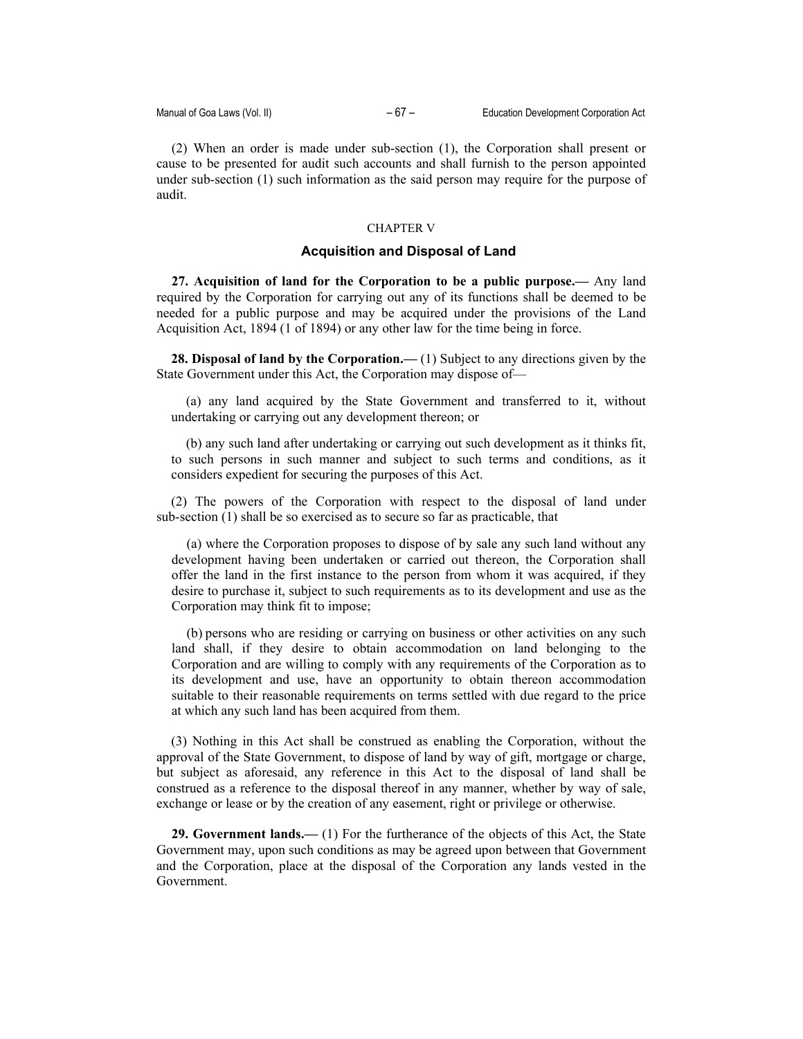(2) When an order is made under sub-section (1), the Corporation shall present or cause to be presented for audit such accounts and shall furnish to the person appointed under sub-section (1) such information as the said person may require for the purpose of audit.

CHAPTER V

## Acquisition and Disposal of Land

**27. Acquisition of land for the Corporation to be a public purpose.—** Any land required by the Corporation for carrying out any of its functions shall be deemed to be needed for a public purpose and may be acquired under the provisions of the Land Acquisition Act, 1894 (1 of 1894) or any other law for the time being in force.

**28. Disposal of land by the Corporation.—** (1) Subject to any directions given by the State Government under this Act, the Corporation may dispose of—

(a) any land acquired by the State Government and transferred to it, without undertaking or carrying out any development thereon; or

(b) any such land after undertaking or carrying out such development as it thinks fit, to such persons in such manner and subject to such terms and conditions, as it considers expedient for securing the purposes of this Act.

(2) The powers of the Corporation with respect to the disposal of land under sub-section (1) shall be so exercised as to secure so far as practicable, that

(a) where the Corporation proposes to dispose of by sale any such land without any development having been undertaken or carried out thereon, the Corporation shall offer the land in the first instance to the person from whom it was acquired, if they desire to purchase it, subject to such requirements as to its development and use as the Corporation may think fit to impose;

(b) persons who are residing or carrying on business or other activities on any such land shall, if they desire to obtain accommodation on land belonging to the Corporation and are willing to comply with any requirements of the Corporation as to its development and use, have an opportunity to obtain thereon accommodation suitable to their reasonable requirements on terms settled with due regard to the price at which any such land has been acquired from them.

(3) Nothing in this Act shall be construed as enabling the Corporation, without the approval of the State Government, to dispose of land by way of gift, mortgage or charge, but subject as aforesaid, any reference in this Act to the disposal of land shall be construed as a reference to the disposal thereof in any manner, whether by way of sale, exchange or lease or by the creation of any easement, right or privilege or otherwise.

**29. Government lands.—** (1) For the furtherance of the objects of this Act, the State Government may, upon such conditions as may be agreed upon between that Government and the Corporation, place at the disposal of the Corporation any lands vested in the Government.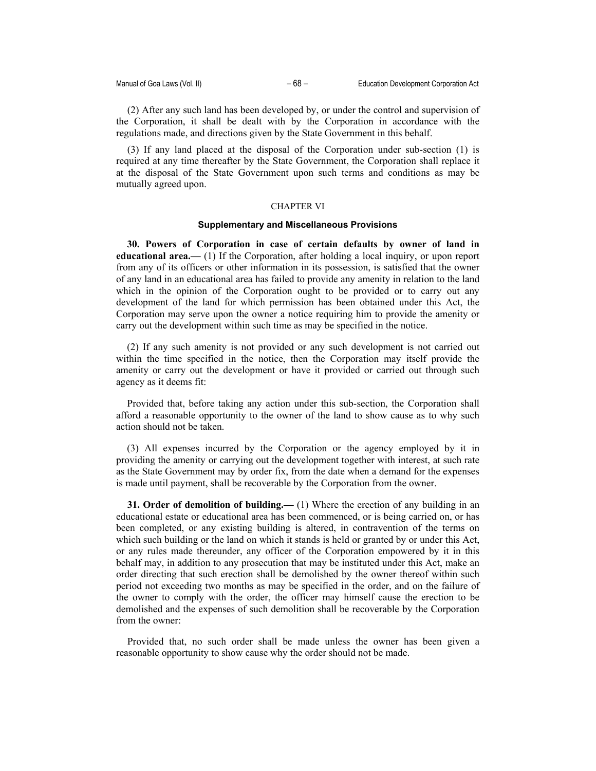(2) After any such land has been developed by, or under the control and supervision of the Corporation, it shall be dealt with by the Corporation in accordance with the regulations made, and directions given by the State Government in this behalf.

(3) If any land placed at the disposal of the Corporation under sub-section (1) is required at any time thereafter by the State Government, the Corporation shall replace it at the disposal of the State Government upon such terms and conditions as may be mutually agreed upon.

## CHAPTER VI

### Supplementary and Miscellaneous Provisions

**30. Powers of Corporation in case of certain defaults by owner of land in educational area.—** (1) If the Corporation, after holding a local inquiry, or upon report from any of its officers or other information in its possession, is satisfied that the owner of any land in an educational area has failed to provide any amenity in relation to the land which in the opinion of the Corporation ought to be provided or to carry out any development of the land for which permission has been obtained under this Act, the Corporation may serve upon the owner a notice requiring him to provide the amenity or carry out the development within such time as may be specified in the notice.

(2) If any such amenity is not provided or any such development is not carried out within the time specified in the notice, then the Corporation may itself provide the amenity or carry out the development or have it provided or carried out through such agency as it deems fit:

Provided that, before taking any action under this sub-section, the Corporation shall afford a reasonable opportunity to the owner of the land to show cause as to why such action should not be taken.

(3) All expenses incurred by the Corporation or the agency employed by it in providing the amenity or carrying out the development together with interest, at such rate as the State Government may by order fix, from the date when a demand for the expenses is made until payment, shall be recoverable by the Corporation from the owner.

**31. Order of demolition of building.—** (1) Where the erection of any building in an educational estate or educational area has been commenced, or is being carried on, or has been completed, or any existing building is altered, in contravention of the terms on which such building or the land on which it stands is held or granted by or under this Act, or any rules made thereunder, any officer of the Corporation empowered by it in this behalf may, in addition to any prosecution that may be instituted under this Act, make an order directing that such erection shall be demolished by the owner thereof within such period not exceeding two months as may be specified in the order, and on the failure of the owner to comply with the order, the officer may himself cause the erection to be demolished and the expenses of such demolition shall be recoverable by the Corporation from the owner:

Provided that, no such order shall be made unless the owner has been given a reasonable opportunity to show cause why the order should not be made.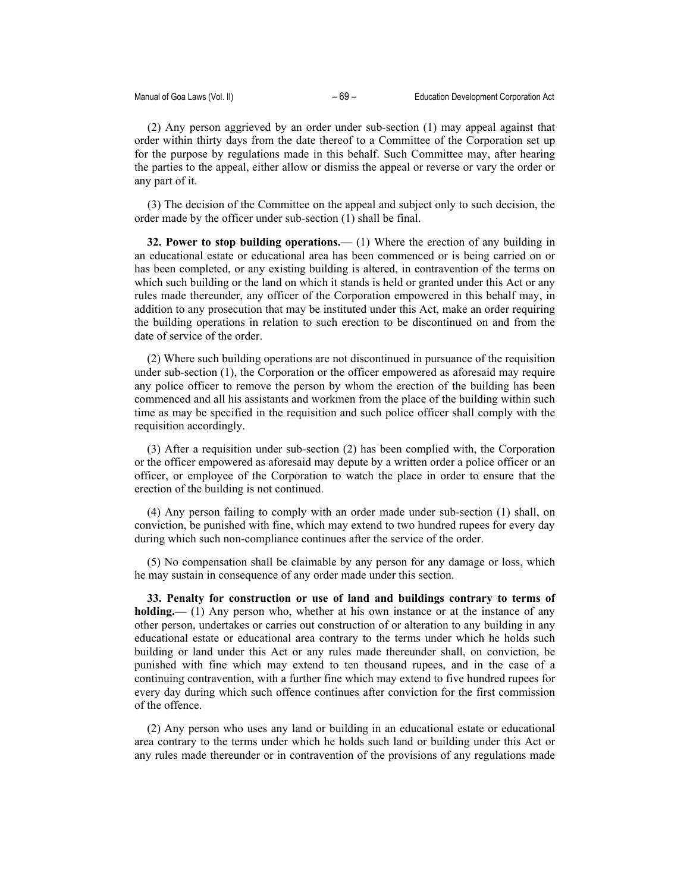(2) Any person aggrieved by an order under sub-section (1) may appeal against that order within thirty days from the date thereof to a Committee of the Corporation set up for the purpose by regulations made in this behalf. Such Committee may, after hearing the parties to the appeal, either allow or dismiss the appeal or reverse or vary the order or any part of it.

(3) The decision of the Committee on the appeal and subject only to such decision, the order made by the officer under sub-section (1) shall be final.

**32. Power to stop building operations.—** (1) Where the erection of any building in an educational estate or educational area has been commenced or is being carried on or has been completed, or any existing building is altered, in contravention of the terms on which such building or the land on which it stands is held or granted under this Act or any rules made thereunder, any officer of the Corporation empowered in this behalf may, in addition to any prosecution that may be instituted under this Act, make an order requiring the building operations in relation to such erection to be discontinued on and from the date of service of the order.

(2) Where such building operations are not discontinued in pursuance of the requisition under sub-section (1), the Corporation or the officer empowered as aforesaid may require any police officer to remove the person by whom the erection of the building has been commenced and all his assistants and workmen from the place of the building within such time as may be specified in the requisition and such police officer shall comply with the requisition accordingly.

(3) After a requisition under sub-section (2) has been complied with, the Corporation or the officer empowered as aforesaid may depute by a written order a police officer or an officer, or employee of the Corporation to watch the place in order to ensure that the erection of the building is not continued.

(4) Any person failing to comply with an order made under sub-section (1) shall, on conviction, be punished with fine, which may extend to two hundred rupees for every day during which such non-compliance continues after the service of the order.

(5) No compensation shall be claimable by any person for any damage or loss, which he may sustain in consequence of any order made under this section.

**33. Penalty for construction or use of land and buildings contrary to terms of holding.—** (1) Any person who, whether at his own instance or at the instance of any other person, undertakes or carries out construction of or alteration to any building in any educational estate or educational area contrary to the terms under which he holds such building or land under this Act or any rules made thereunder shall, on conviction, be punished with fine which may extend to ten thousand rupees, and in the case of a continuing contravention, with a further fine which may extend to five hundred rupees for every day during which such offence continues after conviction for the first commission of the offence.

(2) Any person who uses any land or building in an educational estate or educational area contrary to the terms under which he holds such land or building under this Act or any rules made thereunder or in contravention of the provisions of any regulations made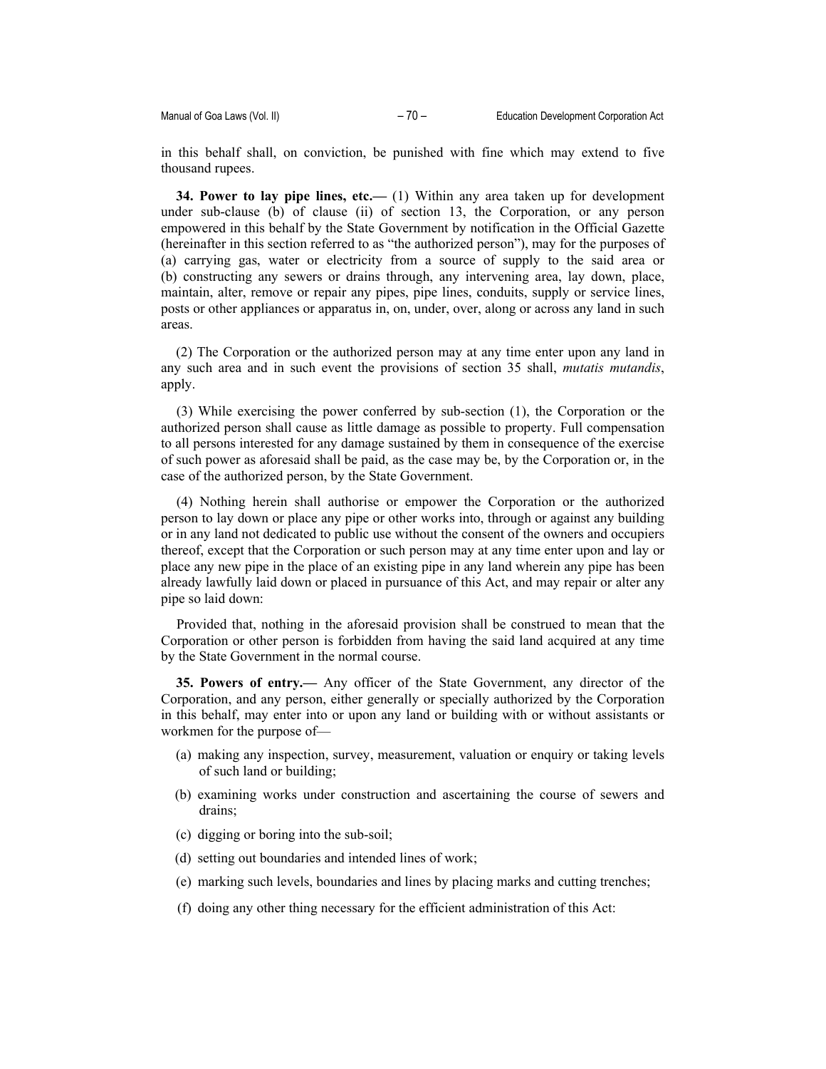in this behalf shall, on conviction, be punished with fine which may extend to five thousand rupees.

**34. Power to lay pipe lines, etc.—** (1) Within any area taken up for development under sub-clause (b) of clause (ii) of section 13, the Corporation, or any person empowered in this behalf by the State Government by notification in the Official Gazette (hereinafter in this section referred to as "the authorized person"), may for the purposes of (a) carrying gas, water or electricity from a source of supply to the said area or (b) constructing any sewers or drains through, any intervening area, lay down, place, maintain, alter, remove or repair any pipes, pipe lines, conduits, supply or service lines, posts or other appliances or apparatus in, on, under, over, along or across any land in such areas.

(2) The Corporation or the authorized person may at any time enter upon any land in any such area and in such event the provisions of section 35 shall, *mutatis mutandis*, apply.

(3) While exercising the power conferred by sub-section (1), the Corporation or the authorized person shall cause as little damage as possible to property. Full compensation to all persons interested for any damage sustained by them in consequence of the exercise of such power as aforesaid shall be paid, as the case may be, by the Corporation or, in the case of the authorized person, by the State Government.

(4) Nothing herein shall authorise or empower the Corporation or the authorized person to lay down or place any pipe or other works into, through or against any building or in any land not dedicated to public use without the consent of the owners and occupiers thereof, except that the Corporation or such person may at any time enter upon and lay or place any new pipe in the place of an existing pipe in any land wherein any pipe has been already lawfully laid down or placed in pursuance of this Act, and may repair or alter any pipe so laid down:

Provided that, nothing in the aforesaid provision shall be construed to mean that the Corporation or other person is forbidden from having the said land acquired at any time by the State Government in the normal course.

**35. Powers of entry.—** Any officer of the State Government, any director of the Corporation, and any person, either generally or specially authorized by the Corporation in this behalf, may enter into or upon any land or building with or without assistants or workmen for the purpose of—

(a) making any inspection, survey, measurement, valuation or enquiry or taking levels of such land or building;

(b) examining works under construction and ascertaining the course of sewers and drains;

(c) digging or boring into the sub-soil;

(d) setting out boundaries and intended lines of work;

(e) marking such levels, boundaries and lines by placing marks and cutting trenches;

(f) doing any other thing necessary for the efficient administration of this Act: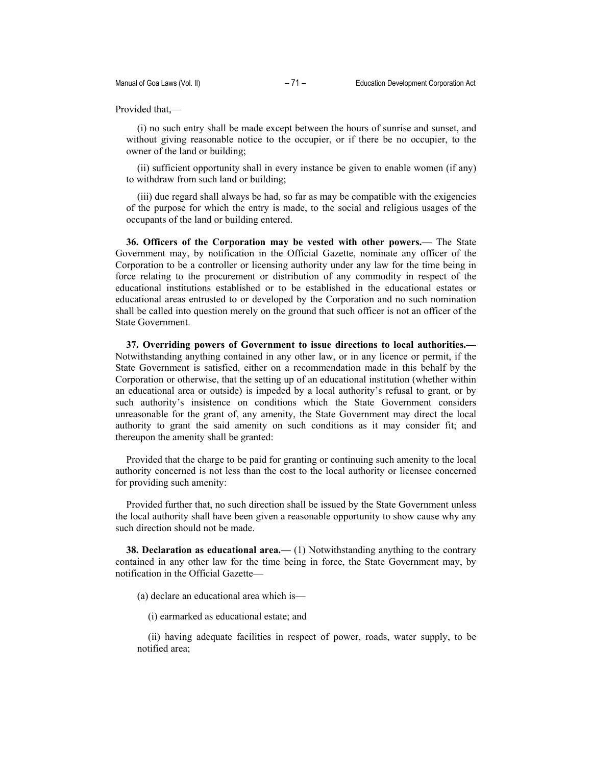Provided that,—

(i) no such entry shall be made except between the hours of sunrise and sunset, and without giving reasonable notice to the occupier, or if there be no occupier, to the owner of the land or building;

(ii) sufficient opportunity shall in every instance be given to enable women (if any) to withdraw from such land or building;

(iii) due regard shall always be had, so far as may be compatible with the exigencies of the purpose for which the entry is made, to the social and religious usages of the occupants of the land or building entered.

**36. Officers of the Corporation may be vested with other powers.—** The State Government may, by notification in the Official Gazette, nominate any officer of the Corporation to be a controller or licensing authority under any law for the time being in force relating to the procurement or distribution of any commodity in respect of the educational institutions established or to be established in the educational estates or educational areas entrusted to or developed by the Corporation and no such nomination shall be called into question merely on the ground that such officer is not an officer of the State Government.

**37. Overriding powers of Government to issue directions to local authorities.—** Notwithstanding anything contained in any other law, or in any licence or permit, if the State Government is satisfied, either on a recommendation made in this behalf by the Corporation or otherwise, that the setting up of an educational institution (whether within an educational area or outside) is impeded by a local authority's refusal to grant, or by such authority's insistence on conditions which the State Government considers unreasonable for the grant of, any amenity, the State Government may direct the local authority to grant the said amenity on such conditions as it may consider fit; and thereupon the amenity shall be granted:

Provided that the charge to be paid for granting or continuing such amenity to the local authority concerned is not less than the cost to the local authority or licensee concerned for providing such amenity:

Provided further that, no such direction shall be issued by the State Government unless the local authority shall have been given a reasonable opportunity to show cause why any such direction should not be made.

**38. Declaration as educational area.—** (1) Notwithstanding anything to the contrary contained in any other law for the time being in force, the State Government may, by notification in the Official Gazette—

(a) declare an educational area which is—

(i) earmarked as educational estate; and

(ii) having adequate facilities in respect of power, roads, water supply, to be notified area;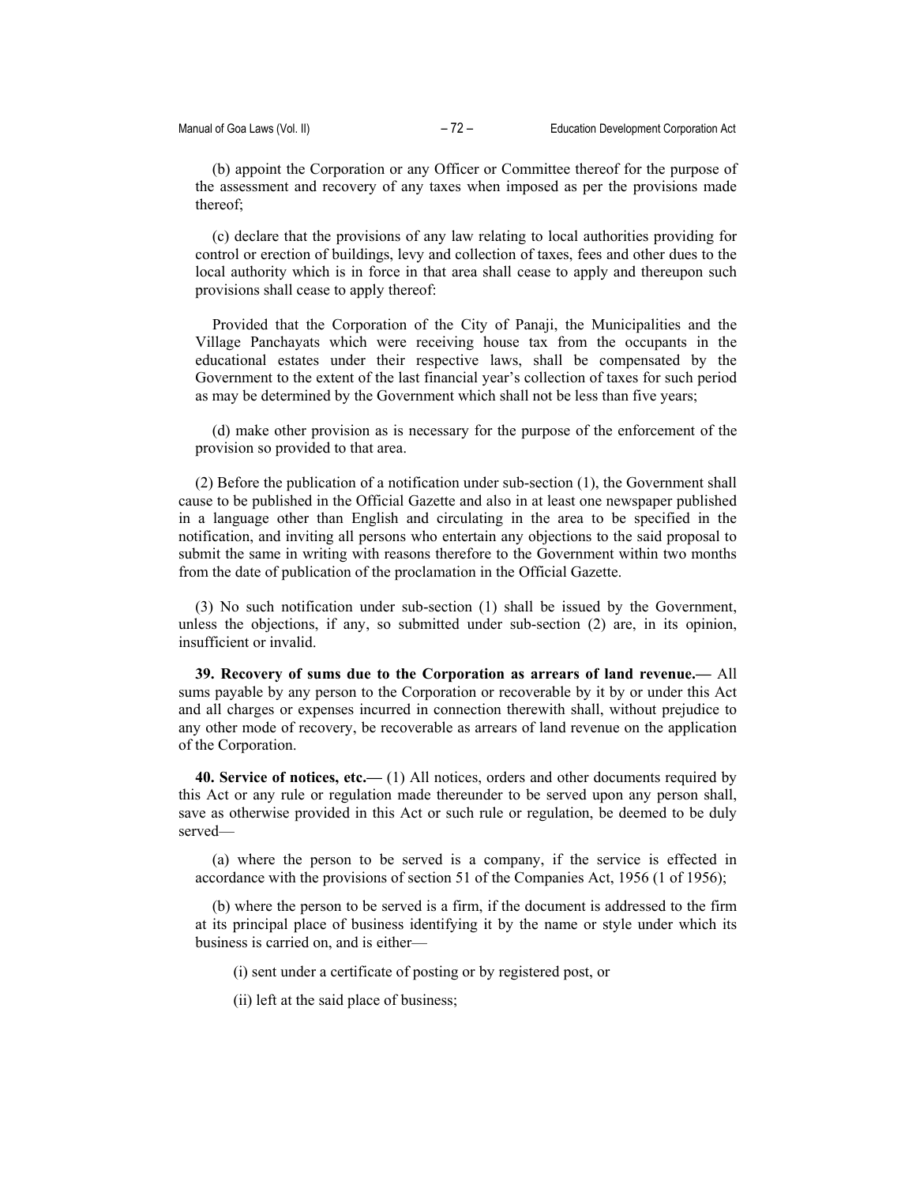(b) appoint the Corporation or any Officer or Committee thereof for the purpose of the assessment and recovery of any taxes when imposed as per the provisions made thereof;

(c) declare that the provisions of any law relating to local authorities providing for control or erection of buildings, levy and collection of taxes, fees and other dues to the local authority which is in force in that area shall cease to apply and thereupon such provisions shall cease to apply thereof:

Provided that the Corporation of the City of Panaji, the Municipalities and the Village Panchayats which were receiving house tax from the occupants in the educational estates under their respective laws, shall be compensated by the Government to the extent of the last financial year's collection of taxes for such period as may be determined by the Government which shall not be less than five years;

(d) make other provision as is necessary for the purpose of the enforcement of the provision so provided to that area.

(2) Before the publication of a notification under sub-section (1), the Government shall cause to be published in the Official Gazette and also in at least one newspaper published in a language other than English and circulating in the area to be specified in the notification, and inviting all persons who entertain any objections to the said proposal to submit the same in writing with reasons therefore to the Government within two months from the date of publication of the proclamation in the Official Gazette.

(3) No such notification under sub-section (1) shall be issued by the Government, unless the objections, if any, so submitted under sub-section (2) are, in its opinion, insufficient or invalid.

**39. Recovery of sums due to the Corporation as arrears of land revenue.—** All sums payable by any person to the Corporation or recoverable by it by or under this Act and all charges or expenses incurred in connection therewith shall, without prejudice to any other mode of recovery, be recoverable as arrears of land revenue on the application of the Corporation.

**40. Service of notices, etc.—** (1) All notices, orders and other documents required by this Act or any rule or regulation made thereunder to be served upon any person shall, save as otherwise provided in this Act or such rule or regulation, be deemed to be duly served—

(a) where the person to be served is a company, if the service is effected in accordance with the provisions of section 51 of the Companies Act, 1956 (1 of 1956);

(b) where the person to be served is a firm, if the document is addressed to the firm at its principal place of business identifying it by the name or style under which its business is carried on, and is either—

(i) sent under a certificate of posting or by registered post, or

(ii) left at the said place of business;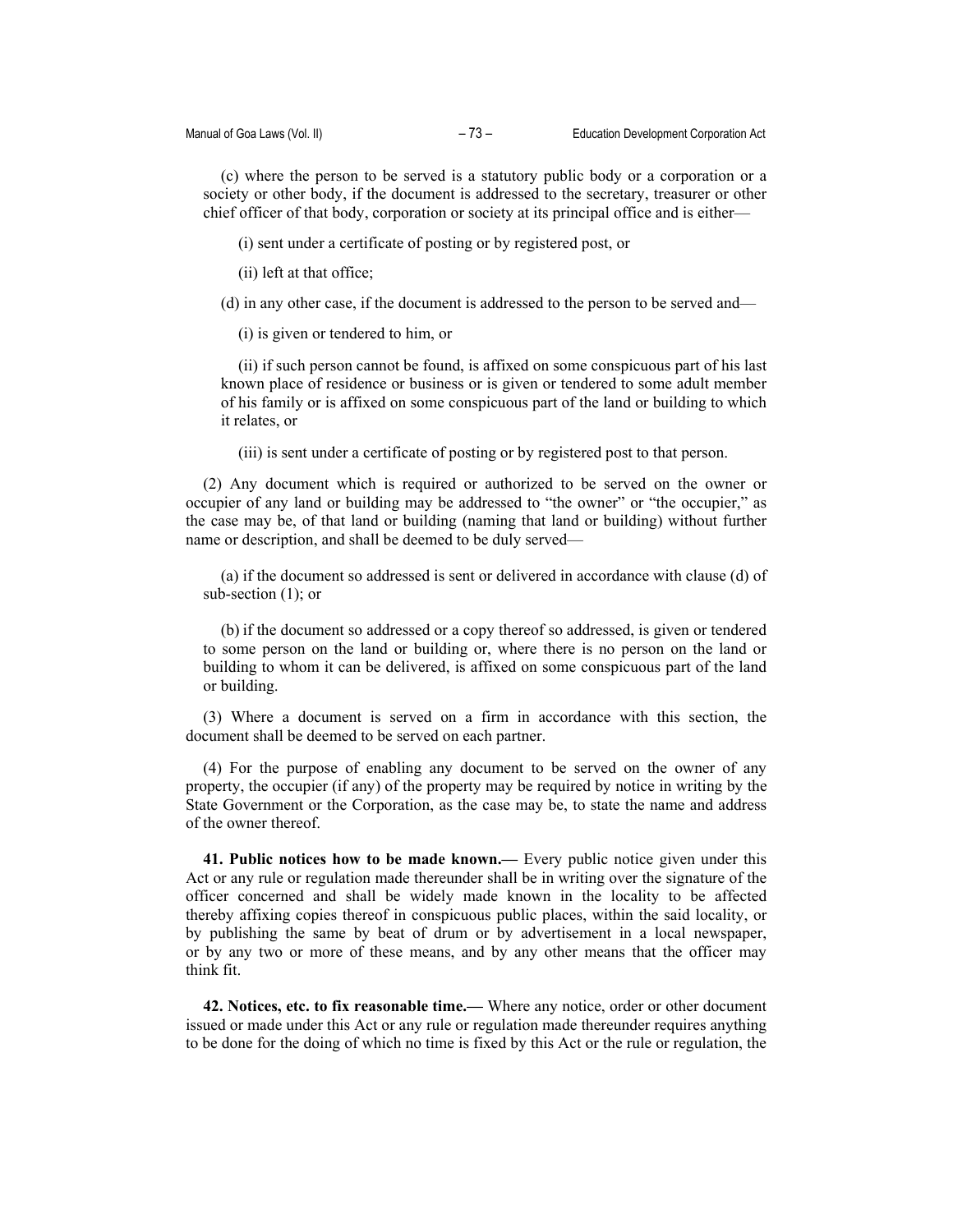(c) where the person to be served is a statutory public body or a corporation or a society or other body, if the document is addressed to the secretary, treasurer or other chief officer of that body, corporation or society at its principal office and is either—

(i) sent under a certificate of posting or by registered post, or

(ii) left at that office;

(d) in any other case, if the document is addressed to the person to be served and—

(i) is given or tendered to him, or

(ii) if such person cannot be found, is affixed on some conspicuous part of his last known place of residence or business or is given or tendered to some adult member of his family or is affixed on some conspicuous part of the land or building to which it relates, or

(iii) is sent under a certificate of posting or by registered post to that person.

(2) Any document which is required or authorized to be served on the owner or occupier of any land or building may be addressed to "the owner" or "the occupier," as the case may be, of that land or building (naming that land or building) without further name or description, and shall be deemed to be duly served—

(a) if the document so addressed is sent or delivered in accordance with clause (d) of sub-section (1); or

(b) if the document so addressed or a copy thereof so addressed, is given or tendered to some person on the land or building or, where there is no person on the land or building to whom it can be delivered, is affixed on some conspicuous part of the land or building.

(3) Where a document is served on a firm in accordance with this section, the document shall be deemed to be served on each partner.

(4) For the purpose of enabling any document to be served on the owner of any property, the occupier (if any) of the property may be required by notice in writing by the State Government or the Corporation, as the case may be, to state the name and address of the owner thereof.

**41. Public notices how to be made known.—** Every public notice given under this Act or any rule or regulation made thereunder shall be in writing over the signature of the officer concerned and shall be widely made known in the locality to be affected thereby affixing copies thereof in conspicuous public places, within the said locality, or by publishing the same by beat of drum or by advertisement in a local newspaper, or by any two or more of these means, and by any other means that the officer may think fit.

**42. Notices, etc. to fix reasonable time.—** Where any notice, order or other document issued or made under this Act or any rule or regulation made thereunder requires anything to be done for the doing of which no time is fixed by this Act or the rule or regulation, the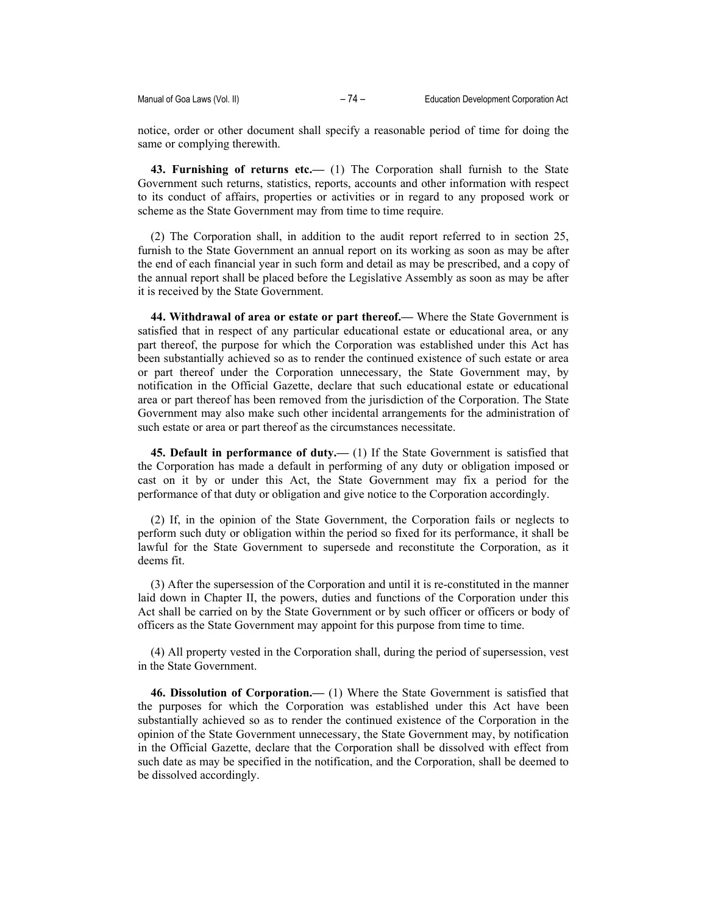notice, order or other document shall specify a reasonable period of time for doing the same or complying therewith.

**43. Furnishing of returns etc.—** (1) The Corporation shall furnish to the State Government such returns, statistics, reports, accounts and other information with respect to its conduct of affairs, properties or activities or in regard to any proposed work or scheme as the State Government may from time to time require.

(2) The Corporation shall, in addition to the audit report referred to in section 25, furnish to the State Government an annual report on its working as soon as may be after the end of each financial year in such form and detail as may be prescribed, and a copy of the annual report shall be placed before the Legislative Assembly as soon as may be after it is received by the State Government.

**44. Withdrawal of area or estate or part thereof.—** Where the State Government is satisfied that in respect of any particular educational estate or educational area, or any part thereof, the purpose for which the Corporation was established under this Act has been substantially achieved so as to render the continued existence of such estate or area or part thereof under the Corporation unnecessary, the State Government may, by notification in the Official Gazette, declare that such educational estate or educational area or part thereof has been removed from the jurisdiction of the Corporation. The State Government may also make such other incidental arrangements for the administration of such estate or area or part thereof as the circumstances necessitate.

**45. Default in performance of duty.—** (1) If the State Government is satisfied that the Corporation has made a default in performing of any duty or obligation imposed or cast on it by or under this Act, the State Government may fix a period for the performance of that duty or obligation and give notice to the Corporation accordingly.

(2) If, in the opinion of the State Government, the Corporation fails or neglects to perform such duty or obligation within the period so fixed for its performance, it shall be lawful for the State Government to supersede and reconstitute the Corporation, as it deems fit.

(3) After the supersession of the Corporation and until it is re-constituted in the manner laid down in Chapter II, the powers, duties and functions of the Corporation under this Act shall be carried on by the State Government or by such officer or officers or body of officers as the State Government may appoint for this purpose from time to time.

(4) All property vested in the Corporation shall, during the period of supersession, vest in the State Government.

**46. Dissolution of Corporation.—** (1) Where the State Government is satisfied that the purposes for which the Corporation was established under this Act have been substantially achieved so as to render the continued existence of the Corporation in the opinion of the State Government unnecessary, the State Government may, by notification in the Official Gazette, declare that the Corporation shall be dissolved with effect from such date as may be specified in the notification, and the Corporation, shall be deemed to be dissolved accordingly.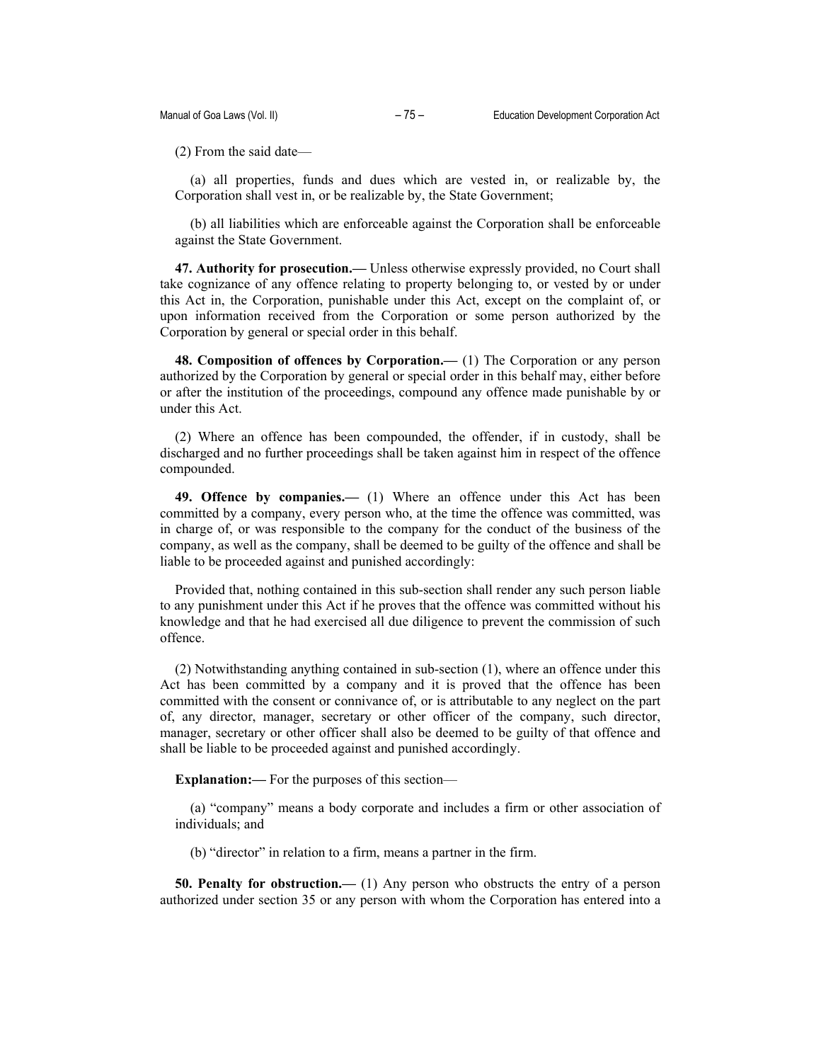(2) From the said date—

(a) all properties, funds and dues which are vested in, or realizable by, the Corporation shall vest in, or be realizable by, the State Government;

(b) all liabilities which are enforceable against the Corporation shall be enforceable against the State Government.

**47. Authority for prosecution.—** Unless otherwise expressly provided, no Court shall take cognizance of any offence relating to property belonging to, or vested by or under this Act in, the Corporation, punishable under this Act, except on the complaint of, or upon information received from the Corporation or some person authorized by the Corporation by general or special order in this behalf.

**48. Composition of offences by Corporation.—** (1) The Corporation or any person authorized by the Corporation by general or special order in this behalf may, either before or after the institution of the proceedings, compound any offence made punishable by or under this Act.

(2) Where an offence has been compounded, the offender, if in custody, shall be discharged and no further proceedings shall be taken against him in respect of the offence compounded.

**49. Offence by companies.—** (1) Where an offence under this Act has been committed by a company, every person who, at the time the offence was committed, was in charge of, or was responsible to the company for the conduct of the business of the company, as well as the company, shall be deemed to be guilty of the offence and shall be liable to be proceeded against and punished accordingly:

Provided that, nothing contained in this sub-section shall render any such person liable to any punishment under this Act if he proves that the offence was committed without his knowledge and that he had exercised all due diligence to prevent the commission of such offence.

(2) Notwithstanding anything contained in sub-section (1), where an offence under this Act has been committed by a company and it is proved that the offence has been committed with the consent or connivance of, or is attributable to any neglect on the part of, any director, manager, secretary or other officer of the company, such director, manager, secretary or other officer shall also be deemed to be guilty of that offence and shall be liable to be proceeded against and punished accordingly.

**Explanation:—** For the purposes of this section—

(a) "company" means a body corporate and includes a firm or other association of individuals; and

(b) "director" in relation to a firm, means a partner in the firm.

**50. Penalty for obstruction.—** (1) Any person who obstructs the entry of a person authorized under section 35 or any person with whom the Corporation has entered into a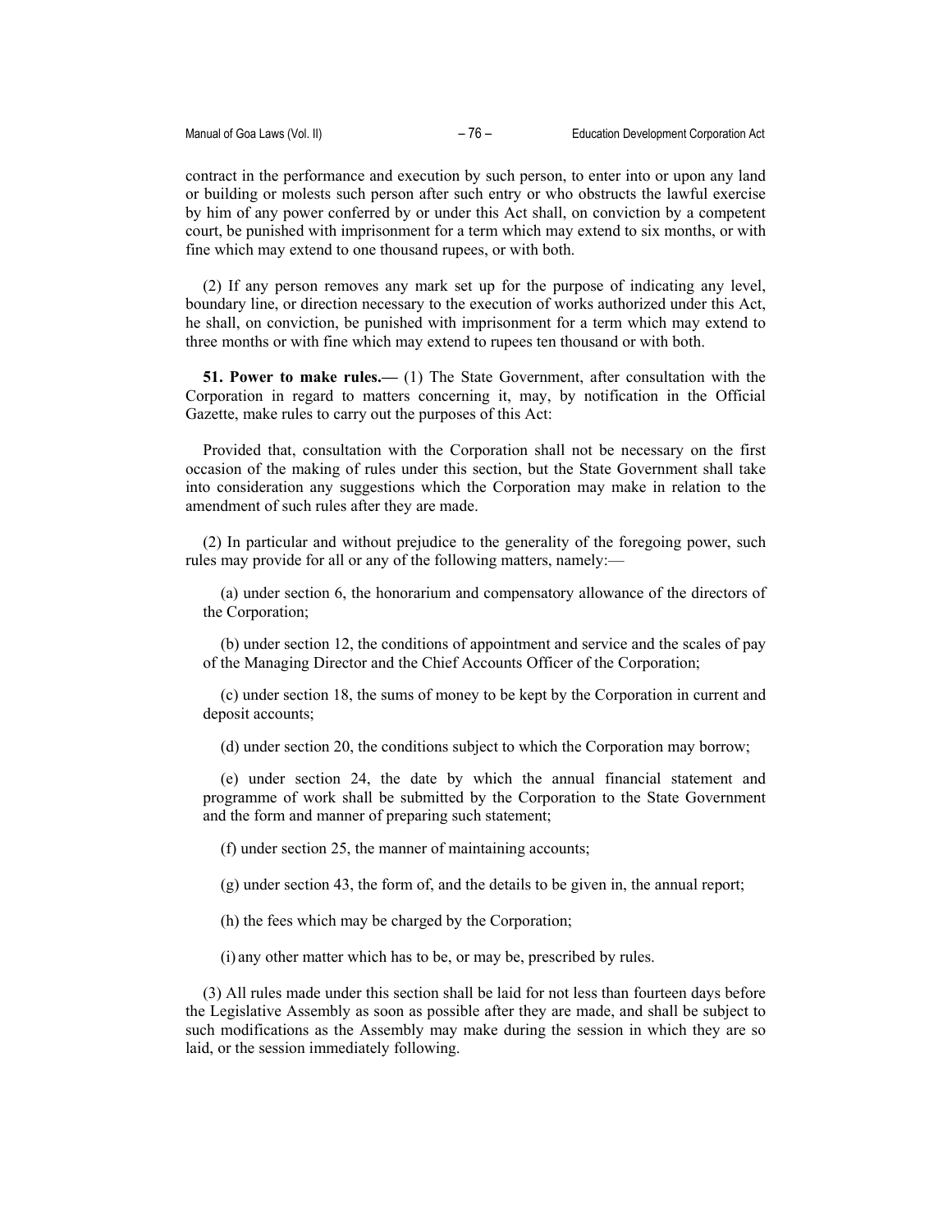contract in the performance and execution by such person, to enter into or upon any land or building or molests such person after such entry or who obstructs the lawful exercise by him of any power conferred by or under this Act shall, on conviction by a competent court, be punished with imprisonment for a term which may extend to six months, or with fine which may extend to one thousand rupees, or with both.

(2) If any person removes any mark set up for the purpose of indicating any level, boundary line, or direction necessary to the execution of works authorized under this Act, he shall, on conviction, be punished with imprisonment for a term which may extend to three months or with fine which may extend to rupees ten thousand or with both.

**51. Power to make rules.—** (1) The State Government, after consultation with the Corporation in regard to matters concerning it, may, by notification in the Official Gazette, make rules to carry out the purposes of this Act:

Provided that, consultation with the Corporation shall not be necessary on the first occasion of the making of rules under this section, but the State Government shall take into consideration any suggestions which the Corporation may make in relation to the amendment of such rules after they are made.

(2) In particular and without prejudice to the generality of the foregoing power, such rules may provide for all or any of the following matters, namely:—

(a) under section 6, the honorarium and compensatory allowance of the directors of the Corporation;

(b) under section 12, the conditions of appointment and service and the scales of pay of the Managing Director and the Chief Accounts Officer of the Corporation;

(c) under section 18, the sums of money to be kept by the Corporation in current and deposit accounts;

(d) under section 20, the conditions subject to which the Corporation may borrow;

(e) under section 24, the date by which the annual financial statement and programme of work shall be submitted by the Corporation to the State Government and the form and manner of preparing such statement;

(f) under section 25, the manner of maintaining accounts;

(g) under section 43, the form of, and the details to be given in, the annual report;

(h) the fees which may be charged by the Corporation;

(i) any other matter which has to be, or may be, prescribed by rules.

(3) All rules made under this section shall be laid for not less than fourteen days before the Legislative Assembly as soon as possible after they are made, and shall be subject to such modifications as the Assembly may make during the session in which they are so laid, or the session immediately following.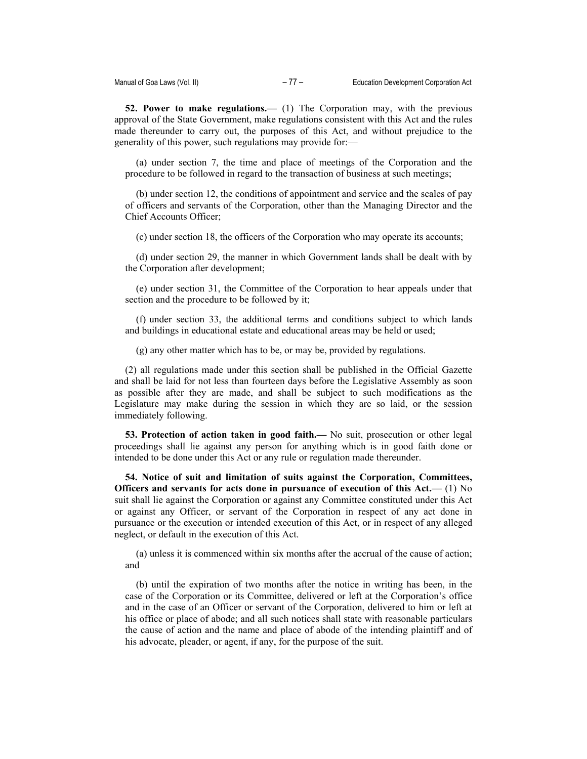**52. Power to make regulations.—** (1) The Corporation may, with the previous approval of the State Government, make regulations consistent with this Act and the rules made thereunder to carry out, the purposes of this Act, and without prejudice to the generality of this power, such regulations may provide for:—

(a) under section 7, the time and place of meetings of the Corporation and the procedure to be followed in regard to the transaction of business at such meetings;

(b) under section 12, the conditions of appointment and service and the scales of pay of officers and servants of the Corporation, other than the Managing Director and the Chief Accounts Officer;

(c) under section 18, the officers of the Corporation who may operate its accounts;

(d) under section 29, the manner in which Government lands shall be dealt with by the Corporation after development;

(e) under section 31, the Committee of the Corporation to hear appeals under that section and the procedure to be followed by it;

(f) under section 33, the additional terms and conditions subject to which lands and buildings in educational estate and educational areas may be held or used;

(g) any other matter which has to be, or may be, provided by regulations.

(2) all regulations made under this section shall be published in the Official Gazette and shall be laid for not less than fourteen days before the Legislative Assembly as soon as possible after they are made, and shall be subject to such modifications as the Legislature may make during the session in which they are so laid, or the session immediately following.

**53. Protection of action taken in good faith.—** No suit, prosecution or other legal proceedings shall lie against any person for anything which is in good faith done or intended to be done under this Act or any rule or regulation made thereunder.

**54. Notice of suit and limitation of suits against the Corporation, Committees, Officers and servants for acts done in pursuance of execution of this Act.—** (1) No suit shall lie against the Corporation or against any Committee constituted under this Act or against any Officer, or servant of the Corporation in respect of any act done in pursuance or the execution or intended execution of this Act, or in respect of any alleged neglect, or default in the execution of this Act.

(a) unless it is commenced within six months after the accrual of the cause of action; and

(b) until the expiration of two months after the notice in writing has been, in the case of the Corporation or its Committee, delivered or left at the Corporation's office and in the case of an Officer or servant of the Corporation, delivered to him or left at his office or place of abode; and all such notices shall state with reasonable particulars the cause of action and the name and place of abode of the intending plaintiff and of his advocate, pleader, or agent, if any, for the purpose of the suit.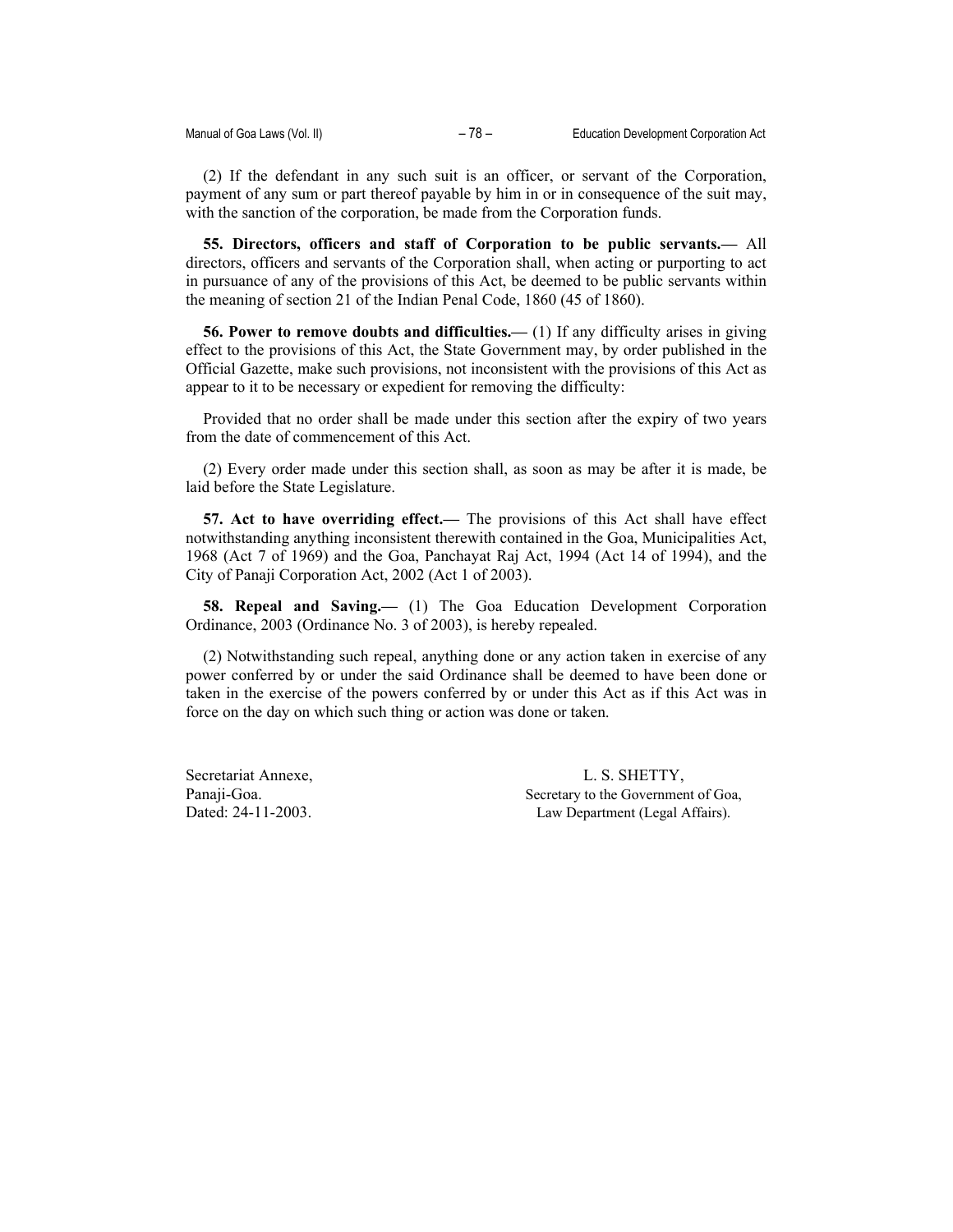(2) If the defendant in any such suit is an officer, or servant of the Corporation, payment of any sum or part thereof payable by him in or in consequence of the suit may, with the sanction of the corporation, be made from the Corporation funds.

**55. Directors, officers and staff of Corporation to be public servants.—** All directors, officers and servants of the Corporation shall, when acting or purporting to act in pursuance of any of the provisions of this Act, be deemed to be public servants within the meaning of section 21 of the Indian Penal Code, 1860 (45 of 1860).

**56. Power to remove doubts and difficulties.—** (1) If any difficulty arises in giving effect to the provisions of this Act, the State Government may, by order published in the Official Gazette, make such provisions, not inconsistent with the provisions of this Act as appear to it to be necessary or expedient for removing the difficulty:

Provided that no order shall be made under this section after the expiry of two years from the date of commencement of this Act.

(2) Every order made under this section shall, as soon as may be after it is made, be laid before the State Legislature.

**57. Act to have overriding effect.—** The provisions of this Act shall have effect notwithstanding anything inconsistent therewith contained in the Goa, Municipalities Act, 1968 (Act 7 of 1969) and the Goa, Panchayat Raj Act, 1994 (Act 14 of 1994), and the City of Panaji Corporation Act, 2002 (Act 1 of 2003).

**58. Repeal and Saving.—** (1) The Goa Education Development Corporation Ordinance, 2003 (Ordinance No. 3 of 2003), is hereby repealed.

(2) Notwithstanding such repeal, anything done or any action taken in exercise of any power conferred by or under the said Ordinance shall be deemed to have been done or taken in the exercise of the powers conferred by or under this Act as if this Act was in force on the day on which such thing or action was done or taken.

Secretariat Annexe,
Panaji-Goa.
Dated: 24-11-2003.

L. S. SHETTY,
Secretary to the Government of Goa,
Law Department (Legal Affairs).